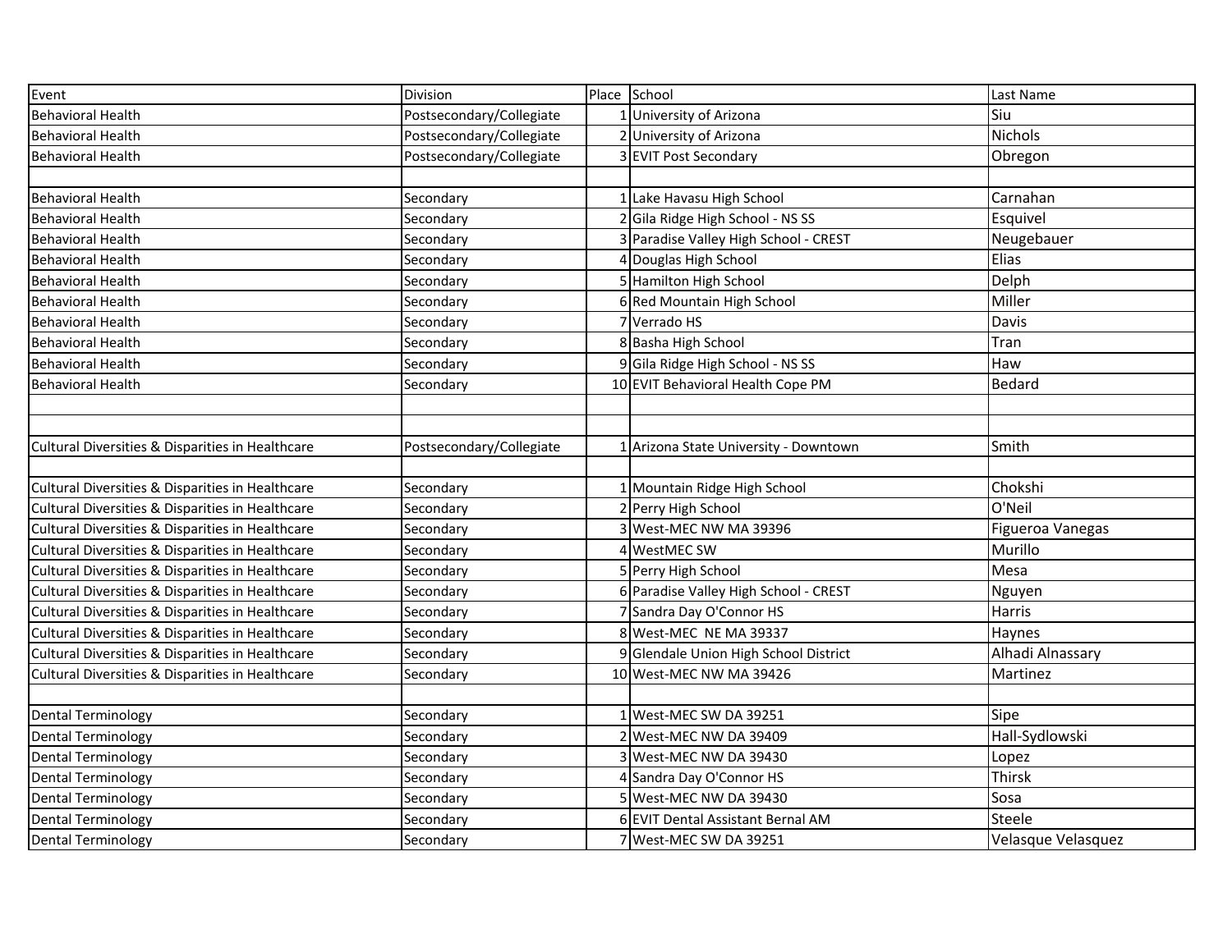| Event | Division | Place | School | Last Name |
| --- | --- | --- | --- | --- |
| Behavioral Health | Postsecondary/Collegiate | 1 | University of Arizona | Siu |
| Behavioral Health | Postsecondary/Collegiate | 2 | University of Arizona | Nichols |
| Behavioral Health | Postsecondary/Collegiate | 3 | EVIT Post Secondary | Obregon |
| | | | | |
| Behavioral Health | Secondary | 1 | Lake Havasu High School | Carnahan |
| Behavioral Health | Secondary | 2 | Gila Ridge High School - NS SS | Esquivel |
| Behavioral Health | Secondary | 3 | Paradise Valley High School - CREST | Neugebauer |
| Behavioral Health | Secondary | 4 | Douglas High School | Elias |
| Behavioral Health | Secondary | 5 | Hamilton High School | Delph |
| Behavioral Health | Secondary | 6 | Red Mountain High School | Miller |
| Behavioral Health | Secondary | 7 | Verrado HS | Davis |
| Behavioral Health | Secondary | 8 | Basha High School | Tran |
| Behavioral Health | Secondary | 9 | Gila Ridge High School - NS SS | Haw |
| Behavioral Health | Secondary | 10 | EVIT Behavioral Health Cope PM | Bedard |
| | | | | |
| | | | | |
| Cultural Diversities & Disparities in Healthcare | Postsecondary/Collegiate | 1 | Arizona State University - Downtown | Smith |
| | | | | |
| Cultural Diversities & Disparities in Healthcare | Secondary | 1 | Mountain Ridge High School | Chokshi |
| Cultural Diversities & Disparities in Healthcare | Secondary | 2 | Perry High School | O'Neil |
| Cultural Diversities & Disparities in Healthcare | Secondary | 3 | West-MEC NW MA 39396 | Figueroa Vanegas |
| Cultural Diversities & Disparities in Healthcare | Secondary | 4 | WestMEC SW | Murillo |
| Cultural Diversities & Disparities in Healthcare | Secondary | 5 | Perry High School | Mesa |
| Cultural Diversities & Disparities in Healthcare | Secondary | 6 | Paradise Valley High School - CREST | Nguyen |
| Cultural Diversities & Disparities in Healthcare | Secondary | 7 | Sandra Day O'Connor HS | Harris |
| Cultural Diversities & Disparities in Healthcare | Secondary | 8 | West-MEC NE MA 39337 | Haynes |
| Cultural Diversities & Disparities in Healthcare | Secondary | 9 | Glendale Union High School District | Alhadi Alnassary |
| Cultural Diversities & Disparities in Healthcare | Secondary | 10 | West-MEC NW MA 39426 | Martinez |
| | | | | |
| Dental Terminology | Secondary | 1 | West-MEC SW DA 39251 | Sipe |
| Dental Terminology | Secondary | 2 | West-MEC NW DA 39409 | Hall-Sydlowski |
| Dental Terminology | Secondary | 3 | West-MEC NW DA 39430 | Lopez |
| Dental Terminology | Secondary | 4 | Sandra Day O'Connor HS | Thirsk |
| Dental Terminology | Secondary | 5 | West-MEC NW DA 39430 | Sosa |
| Dental Terminology | Secondary | 6 | EVIT Dental Assistant Bernal AM | Steele |
| Dental Terminology | Secondary | 7 | West-MEC SW DA 39251 | Velasque Velasquez |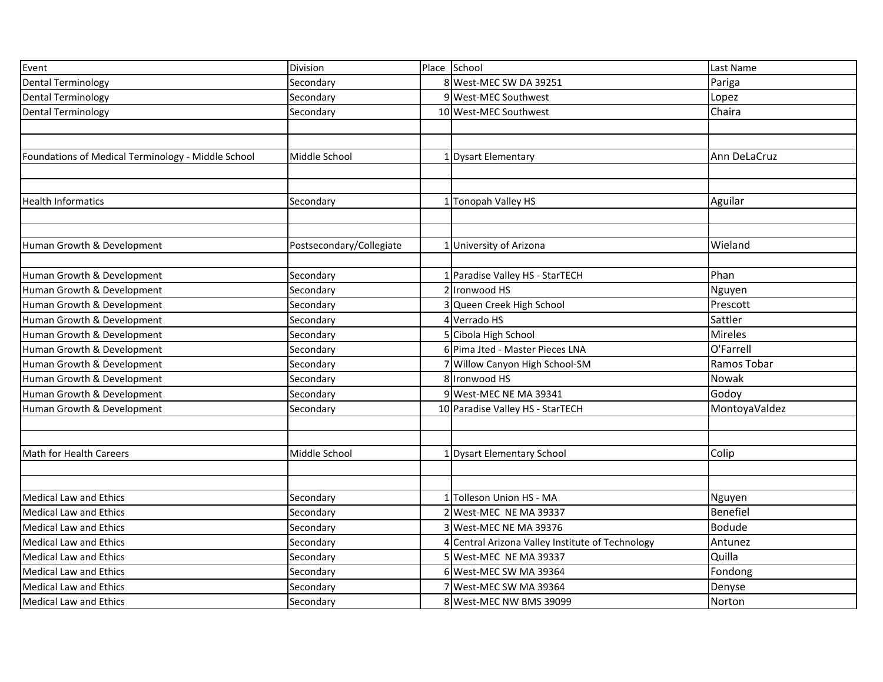| Event | Division | Place | School | Last Name |
|---|---|---|---|---|
| Dental Terminology | Secondary | 8 | West-MEC SW DA 39251 | Pariga |
| Dental Terminology | Secondary | 9 | West-MEC Southwest | Lopez |
| Dental Terminology | Secondary | 10 | West-MEC Southwest | Chaira |
| | | | | |
| | | | | |
| Foundations of Medical Terminology - Middle School | Middle School | 1 | Dysart Elementary | Ann DeLaCruz |
| | | | | |
| | | | | |
| Health Informatics | Secondary | 1 | Tonopah Valley HS | Aguilar |
| | | | | |
| | | | | |
| Human Growth & Development | Postsecondary/Collegiate | 1 | University of Arizona | Wieland |
| | | | | |
| Human Growth & Development | Secondary | 1 | Paradise Valley HS - StarTECH | Phan |
| Human Growth & Development | Secondary | 2 | Ironwood HS | Nguyen |
| Human Growth & Development | Secondary | 3 | Queen Creek High School | Prescott |
| Human Growth & Development | Secondary | 4 | Verrado HS | Sattler |
| Human Growth & Development | Secondary | 5 | Cibola High School | Mireles |
| Human Growth & Development | Secondary | 6 | Pima Jted - Master Pieces LNA | O'Farrell |
| Human Growth & Development | Secondary | 7 | Willow Canyon High School-SM | Ramos Tobar |
| Human Growth & Development | Secondary | 8 | Ironwood HS | Nowak |
| Human Growth & Development | Secondary | 9 | West-MEC NE MA 39341 | Godoy |
| Human Growth & Development | Secondary | 10 | Paradise Valley HS - StarTECH | MontoyaValdez |
| | | | | |
| | | | | |
| Math for Health Careers | Middle School | 1 | Dysart Elementary School | Colip |
| | | | | |
| | | | | |
| Medical Law and Ethics | Secondary | 1 | Tolleson Union HS - MA | Nguyen |
| Medical Law and Ethics | Secondary | 2 | West-MEC NE MA 39337 | Benefiel |
| Medical Law and Ethics | Secondary | 3 | West-MEC NE MA 39376 | Bodude |
| Medical Law and Ethics | Secondary | 4 | Central Arizona Valley Institute of Technology | Antunez |
| Medical Law and Ethics | Secondary | 5 | West-MEC NE MA 39337 | Quilla |
| Medical Law and Ethics | Secondary | 6 | West-MEC SW MA 39364 | Fondong |
| Medical Law and Ethics | Secondary | 7 | West-MEC SW MA 39364 | Denyse |
| Medical Law and Ethics | Secondary | 8 | West-MEC NW BMS 39099 | Norton |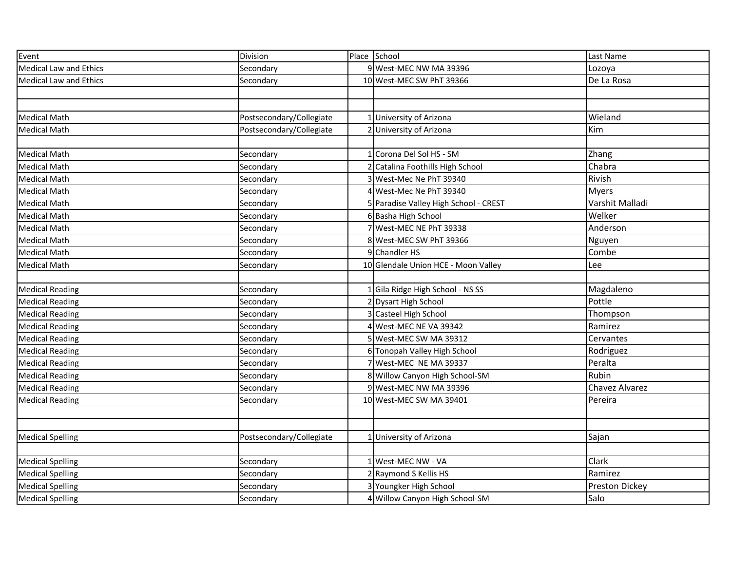| Event | Division | Place | School | Last Name |
|---|---|---|---|---|
| Medical Law and Ethics | Secondary | 9 | West-MEC NW MA 39396 | Lozoya |
| Medical Law and Ethics | Secondary | 10 | West-MEC SW PhT 39366 | De La Rosa |
| | | | | |
| | | | | |
| Medical Math | Postsecondary/Collegiate | 1 | University of Arizona | Wieland |
| Medical Math | Postsecondary/Collegiate | 2 | University of Arizona | Kim |
| | | | | |
| Medical Math | Secondary | 1 | Corona Del Sol HS - SM | Zhang |
| Medical Math | Secondary | 2 | Catalina Foothills High School | Chabra |
| Medical Math | Secondary | 3 | West-Mec Ne PhT 39340 | Rivish |
| Medical Math | Secondary | 4 | West-Mec Ne PhT 39340 | Myers |
| Medical Math | Secondary | 5 | Paradise Valley High School - CREST | Varshit Malladi |
| Medical Math | Secondary | 6 | Basha High School | Welker |
| Medical Math | Secondary | 7 | West-MEC NE PhT 39338 | Anderson |
| Medical Math | Secondary | 8 | West-MEC SW PhT 39366 | Nguyen |
| Medical Math | Secondary | 9 | Chandler HS | Combe |
| Medical Math | Secondary | 10 | Glendale Union HCE - Moon Valley | Lee |
| | | | | |
| Medical Reading | Secondary | 1 | Gila Ridge High School - NS SS | Magdaleno |
| Medical Reading | Secondary | 2 | Dysart High School | Pottle |
| Medical Reading | Secondary | 3 | Casteel High School | Thompson |
| Medical Reading | Secondary | 4 | West-MEC NE VA 39342 | Ramirez |
| Medical Reading | Secondary | 5 | West-MEC SW MA 39312 | Cervantes |
| Medical Reading | Secondary | 6 | Tonopah Valley High School | Rodriguez |
| Medical Reading | Secondary | 7 | West-MEC NE MA 39337 | Peralta |
| Medical Reading | Secondary | 8 | Willow Canyon High School-SM | Rubin |
| Medical Reading | Secondary | 9 | West-MEC NW MA 39396 | Chavez Alvarez |
| Medical Reading | Secondary | 10 | West-MEC SW MA 39401 | Pereira |
| | | | | |
| | | | | |
| Medical Spelling | Postsecondary/Collegiate | 1 | University of Arizona | Sajan |
| | | | | |
| Medical Spelling | Secondary | 1 | West-MEC NW - VA | Clark |
| Medical Spelling | Secondary | 2 | Raymond S Kellis HS | Ramirez |
| Medical Spelling | Secondary | 3 | Youngker High School | Preston Dickey |
| Medical Spelling | Secondary | 4 | Willow Canyon High School-SM | Salo |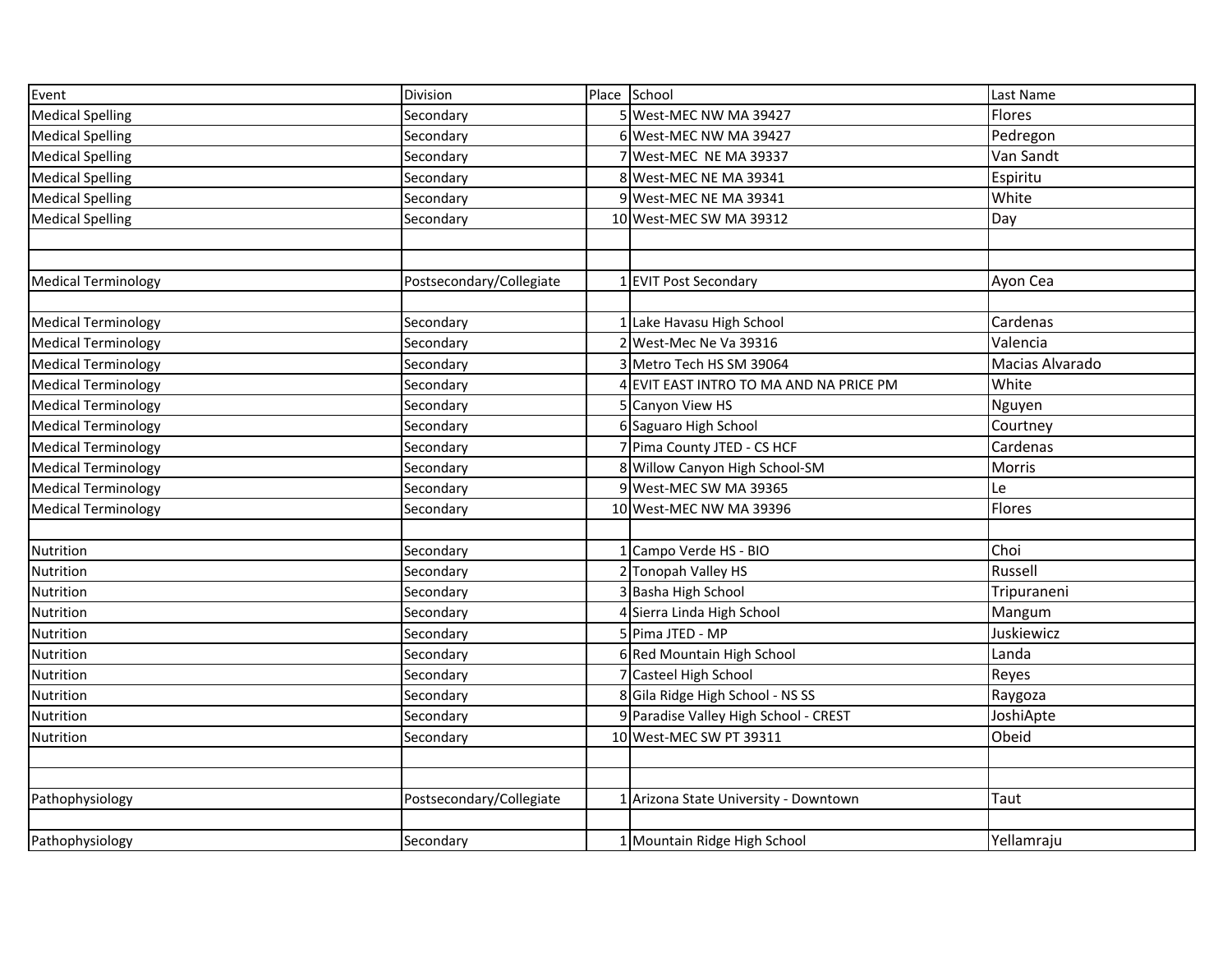| Event | Division | Place | School | Last Name |
|---|---|---|---|---|
| Medical Spelling | Secondary | 5 | West-MEC NW MA 39427 | Flores |
| Medical Spelling | Secondary | 6 | West-MEC NW MA 39427 | Pedregon |
| Medical Spelling | Secondary | 7 | West-MEC  NE MA 39337 | Van Sandt |
| Medical Spelling | Secondary | 8 | West-MEC NE MA 39341 | Espiritu |
| Medical Spelling | Secondary | 9 | West-MEC NE MA 39341 | White |
| Medical Spelling | Secondary | 10 | West-MEC SW MA 39312 | Day |
| | | | | |
| | | | | |
| Medical Terminology | Postsecondary/Collegiate | 1 | EVIT Post Secondary | Ayon Cea |
| | | | | |
| Medical Terminology | Secondary | 1 | Lake Havasu High School | Cardenas |
| Medical Terminology | Secondary | 2 | West-Mec Ne Va 39316 | Valencia |
| Medical Terminology | Secondary | 3 | Metro Tech HS SM 39064 | Macias Alvarado |
| Medical Terminology | Secondary | 4 | EVIT EAST INTRO TO MA AND NA PRICE PM | White |
| Medical Terminology | Secondary | 5 | Canyon View HS | Nguyen |
| Medical Terminology | Secondary | 6 | Saguaro High School | Courtney |
| Medical Terminology | Secondary | 7 | Pima County JTED - CS HCF | Cardenas |
| Medical Terminology | Secondary | 8 | Willow Canyon High School-SM | Morris |
| Medical Terminology | Secondary | 9 | West-MEC SW MA 39365 | Le |
| Medical Terminology | Secondary | 10 | West-MEC NW MA 39396 | Flores |
| | | | | |
| Nutrition | Secondary | 1 | Campo Verde HS - BIO | Choi |
| Nutrition | Secondary | 2 | Tonopah Valley HS | Russell |
| Nutrition | Secondary | 3 | Basha High School | Tripuraneni |
| Nutrition | Secondary | 4 | Sierra Linda High School | Mangum |
| Nutrition | Secondary | 5 | Pima JTED - MP | Juskiewicz |
| Nutrition | Secondary | 6 | Red Mountain High School | Landa |
| Nutrition | Secondary | 7 | Casteel High School | Reyes |
| Nutrition | Secondary | 8 | Gila Ridge High School - NS SS | Raygoza |
| Nutrition | Secondary | 9 | Paradise Valley High School - CREST | JoshiApte |
| Nutrition | Secondary | 10 | West-MEC SW PT 39311 | Obeid |
| | | | | |
| | | | | |
| Pathophysiology | Postsecondary/Collegiate | 1 | Arizona State University - Downtown | Taut |
| | | | | |
| Pathophysiology | Secondary | 1 | Mountain Ridge High School | Yellamraju |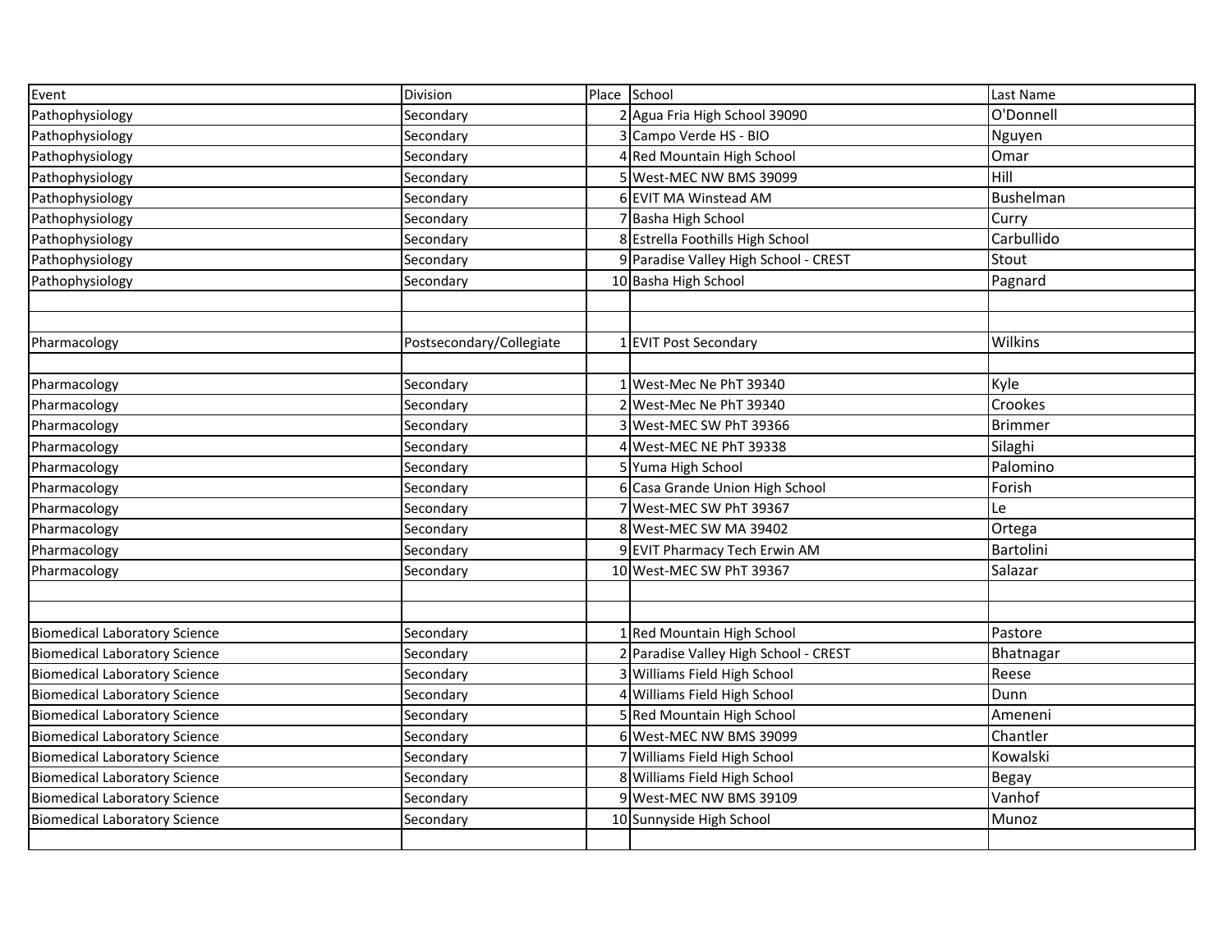| Event | Division | Place | School | Last Name |
|---|---|---|---|---|
| Pathophysiology | Secondary | 2 | Agua Fria High School 39090 | O'Donnell |
| Pathophysiology | Secondary | 3 | Campo Verde HS - BIO | Nguyen |
| Pathophysiology | Secondary | 4 | Red Mountain High School | Omar |
| Pathophysiology | Secondary | 5 | West-MEC NW BMS 39099 | Hill |
| Pathophysiology | Secondary | 6 | EVIT MA Winstead AM | Bushelman |
| Pathophysiology | Secondary | 7 | Basha High School | Curry |
| Pathophysiology | Secondary | 8 | Estrella Foothills High School | Carbullido |
| Pathophysiology | Secondary | 9 | Paradise Valley High School - CREST | Stout |
| Pathophysiology | Secondary | 10 | Basha High School | Pagnard |
| | | | | |
| | | | | |
| Pharmacology | Postsecondary/Collegiate | 1 | EVIT Post Secondary | Wilkins |
| | | | | |
| Pharmacology | Secondary | 1 | West-Mec Ne PhT 39340 | Kyle |
| Pharmacology | Secondary | 2 | West-Mec Ne PhT 39340 | Crookes |
| Pharmacology | Secondary | 3 | West-MEC SW PhT 39366 | Brimmer |
| Pharmacology | Secondary | 4 | West-MEC NE PhT 39338 | Silaghi |
| Pharmacology | Secondary | 5 | Yuma High School | Palomino |
| Pharmacology | Secondary | 6 | Casa Grande Union High School | Forish |
| Pharmacology | Secondary | 7 | West-MEC SW PhT 39367 | Le |
| Pharmacology | Secondary | 8 | West-MEC SW MA 39402 | Ortega |
| Pharmacology | Secondary | 9 | EVIT Pharmacy Tech Erwin AM | Bartolini |
| Pharmacology | Secondary | 10 | West-MEC SW PhT 39367 | Salazar |
| | | | | |
| | | | | |
| Biomedical Laboratory Science | Secondary | 1 | Red Mountain High School | Pastore |
| Biomedical Laboratory Science | Secondary | 2 | Paradise Valley High School - CREST | Bhatnagar |
| Biomedical Laboratory Science | Secondary | 3 | Williams Field High School | Reese |
| Biomedical Laboratory Science | Secondary | 4 | Williams Field High School | Dunn |
| Biomedical Laboratory Science | Secondary | 5 | Red Mountain High School | Ameneni |
| Biomedical Laboratory Science | Secondary | 6 | West-MEC NW BMS 39099 | Chantler |
| Biomedical Laboratory Science | Secondary | 7 | Williams Field High School | Kowalski |
| Biomedical Laboratory Science | Secondary | 8 | Williams Field High School | Begay |
| Biomedical Laboratory Science | Secondary | 9 | West-MEC NW BMS 39109 | Vanhof |
| Biomedical Laboratory Science | Secondary | 10 | Sunnyside High School | Munoz |
| | | | | |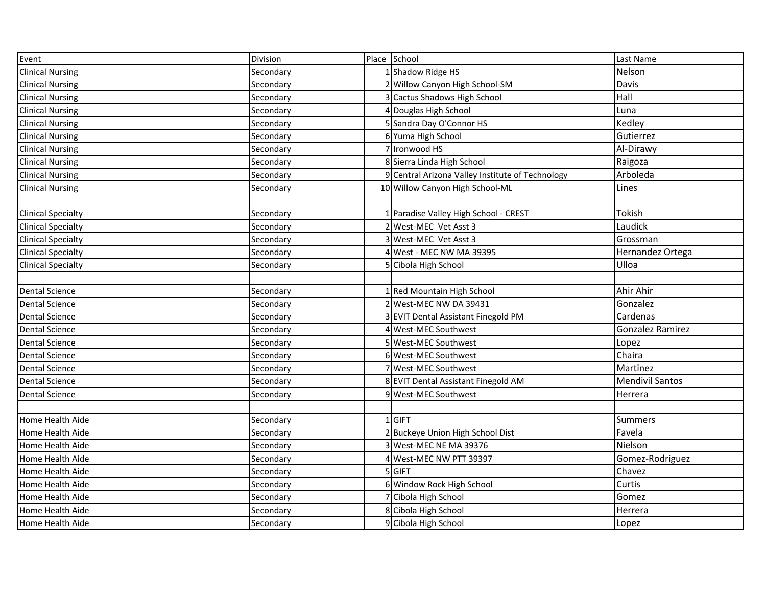| Event | Division | Place | School | Last Name |
|---|---|---|---|---|
| Clinical Nursing | Secondary | 1 | Shadow Ridge HS | Nelson |
| Clinical Nursing | Secondary | 2 | Willow Canyon High School-SM | Davis |
| Clinical Nursing | Secondary | 3 | Cactus Shadows High School | Hall |
| Clinical Nursing | Secondary | 4 | Douglas High School | Luna |
| Clinical Nursing | Secondary | 5 | Sandra Day O'Connor HS | Kedley |
| Clinical Nursing | Secondary | 6 | Yuma High School | Gutierrez |
| Clinical Nursing | Secondary | 7 | Ironwood HS | Al-Dirawy |
| Clinical Nursing | Secondary | 8 | Sierra Linda High School | Raigoza |
| Clinical Nursing | Secondary | 9 | Central Arizona Valley Institute of Technology | Arboleda |
| Clinical Nursing | Secondary | 10 | Willow Canyon High School-ML | Lines |
| | | | | |
| Clinical Specialty | Secondary | 1 | Paradise Valley High School - CREST | Tokish |
| Clinical Specialty | Secondary | 2 | West-MEC Vet Asst 3 | Laudick |
| Clinical Specialty | Secondary | 3 | West-MEC Vet Asst 3 | Grossman |
| Clinical Specialty | Secondary | 4 | West - MEC NW MA 39395 | Hernandez Ortega |
| Clinical Specialty | Secondary | 5 | Cibola High School | Ulloa |
| | | | | |
| Dental Science | Secondary | 1 | Red Mountain High School | Ahir Ahir |
| Dental Science | Secondary | 2 | West-MEC NW DA 39431 | Gonzalez |
| Dental Science | Secondary | 3 | EVIT Dental Assistant Finegold PM | Cardenas |
| Dental Science | Secondary | 4 | West-MEC Southwest | Gonzalez Ramirez |
| Dental Science | Secondary | 5 | West-MEC Southwest | Lopez |
| Dental Science | Secondary | 6 | West-MEC Southwest | Chaira |
| Dental Science | Secondary | 7 | West-MEC Southwest | Martinez |
| Dental Science | Secondary | 8 | EVIT Dental Assistant Finegold AM | Mendivil Santos |
| Dental Science | Secondary | 9 | West-MEC Southwest | Herrera |
| | | | | |
| Home Health Aide | Secondary | 1 | GIFT | Summers |
| Home Health Aide | Secondary | 2 | Buckeye Union High School Dist | Favela |
| Home Health Aide | Secondary | 3 | West-MEC NE MA 39376 | Nielson |
| Home Health Aide | Secondary | 4 | West-MEC NW PTT 39397 | Gomez-Rodriguez |
| Home Health Aide | Secondary | 5 | GIFT | Chavez |
| Home Health Aide | Secondary | 6 | Window Rock High School | Curtis |
| Home Health Aide | Secondary | 7 | Cibola High School | Gomez |
| Home Health Aide | Secondary | 8 | Cibola High School | Herrera |
| Home Health Aide | Secondary | 9 | Cibola High School | Lopez |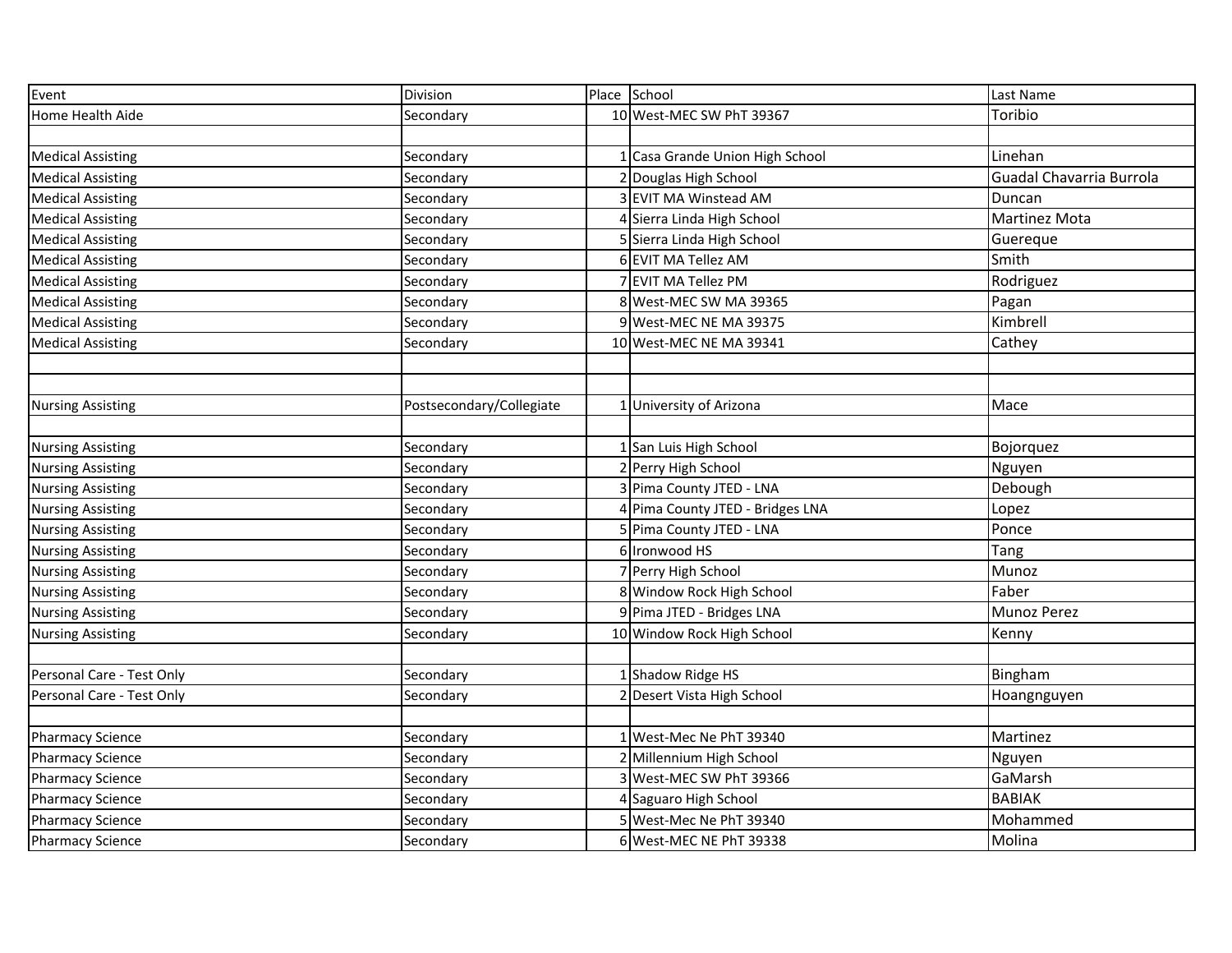| Event | Division | Place | School | Last Name |
|---|---|---|---|---|
| Home Health Aide | Secondary | 10 | West-MEC SW PhT 39367 | Toribio |
| | | | | |
| Medical Assisting | Secondary | 1 | Casa Grande Union High School | Linehan |
| Medical Assisting | Secondary | 2 | Douglas High School | Guadal Chavarria Burrola |
| Medical Assisting | Secondary | 3 | EVIT MA Winstead AM | Duncan |
| Medical Assisting | Secondary | 4 | Sierra Linda High School | Martinez Mota |
| Medical Assisting | Secondary | 5 | Sierra Linda High School | Guereque |
| Medical Assisting | Secondary | 6 | EVIT MA Tellez AM | Smith |
| Medical Assisting | Secondary | 7 | EVIT MA Tellez PM | Rodriguez |
| Medical Assisting | Secondary | 8 | West-MEC SW MA 39365 | Pagan |
| Medical Assisting | Secondary | 9 | West-MEC NE MA 39375 | Kimbrell |
| Medical Assisting | Secondary | 10 | West-MEC NE MA 39341 | Cathey |
| | | | | |
| | | | | |
| Nursing Assisting | Postsecondary/Collegiate | 1 | University of Arizona | Mace |
| | | | | |
| Nursing Assisting | Secondary | 1 | San Luis High School | Bojorquez |
| Nursing Assisting | Secondary | 2 | Perry High School | Nguyen |
| Nursing Assisting | Secondary | 3 | Pima County JTED - LNA | Debough |
| Nursing Assisting | Secondary | 4 | Pima County JTED - Bridges LNA | Lopez |
| Nursing Assisting | Secondary | 5 | Pima County JTED - LNA | Ponce |
| Nursing Assisting | Secondary | 6 | Ironwood HS | Tang |
| Nursing Assisting | Secondary | 7 | Perry High School | Munoz |
| Nursing Assisting | Secondary | 8 | Window Rock High School | Faber |
| Nursing Assisting | Secondary | 9 | Pima JTED - Bridges LNA | Munoz Perez |
| Nursing Assisting | Secondary | 10 | Window Rock High School | Kenny |
| | | | | |
| Personal Care - Test Only | Secondary | 1 | Shadow Ridge HS | Bingham |
| Personal Care - Test Only | Secondary | 2 | Desert Vista High School | Hoangnguyen |
| | | | | |
| Pharmacy Science | Secondary | 1 | West-Mec Ne PhT 39340 | Martinez |
| Pharmacy Science | Secondary | 2 | Millennium High School | Nguyen |
| Pharmacy Science | Secondary | 3 | West-MEC SW PhT 39366 | GaMarsh |
| Pharmacy Science | Secondary | 4 | Saguaro High School | BABIAK |
| Pharmacy Science | Secondary | 5 | West-Mec Ne PhT 39340 | Mohammed |
| Pharmacy Science | Secondary | 6 | West-MEC NE PhT 39338 | Molina |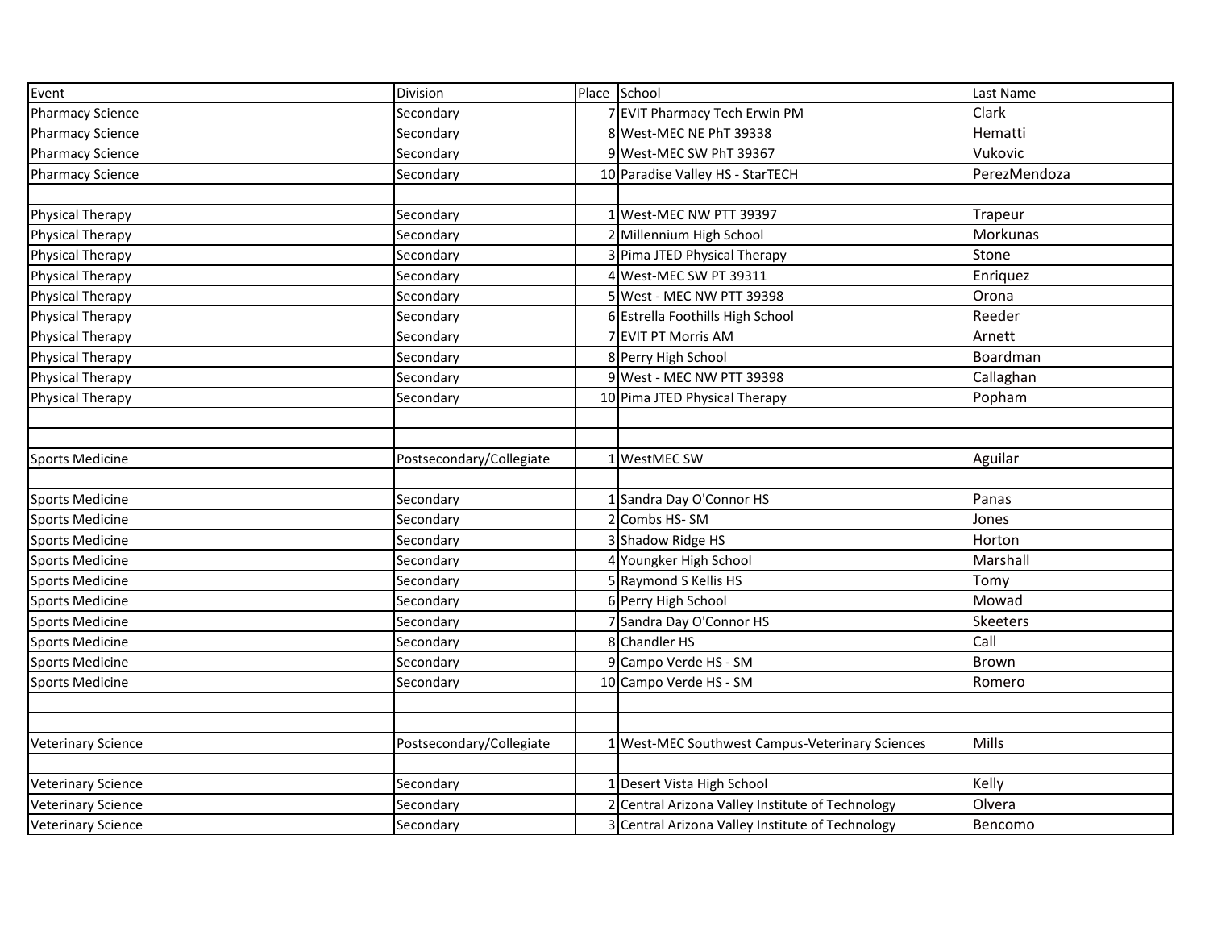| Event | Division | Place | School | Last Name |
| --- | --- | --- | --- | --- |
| Pharmacy Science | Secondary | 7 | EVIT Pharmacy Tech Erwin PM | Clark |
| Pharmacy Science | Secondary | 8 | West-MEC NE PhT 39338 | Hematti |
| Pharmacy Science | Secondary | 9 | West-MEC SW PhT 39367 | Vukovic |
| Pharmacy Science | Secondary | 10 | Paradise Valley HS - StarTECH | PerezMendoza |
| | | | | |
| Physical Therapy | Secondary | 1 | West-MEC NW PTT 39397 | Trapeur |
| Physical Therapy | Secondary | 2 | Millennium High School | Morkunas |
| Physical Therapy | Secondary | 3 | Pima JTED Physical Therapy | Stone |
| Physical Therapy | Secondary | 4 | West-MEC SW PT 39311 | Enriquez |
| Physical Therapy | Secondary | 5 | West - MEC NW PTT 39398 | Orona |
| Physical Therapy | Secondary | 6 | Estrella Foothills High School | Reeder |
| Physical Therapy | Secondary | 7 | EVIT PT Morris AM | Arnett |
| Physical Therapy | Secondary | 8 | Perry High School | Boardman |
| Physical Therapy | Secondary | 9 | West - MEC NW PTT 39398 | Callaghan |
| Physical Therapy | Secondary | 10 | Pima JTED Physical Therapy | Popham |
| | | | | |
| | | | | |
| Sports Medicine | Postsecondary/Collegiate | 1 | WestMEC SW | Aguilar |
| | | | | |
| Sports Medicine | Secondary | 1 | Sandra Day O'Connor HS | Panas |
| Sports Medicine | Secondary | 2 | Combs HS- SM | Jones |
| Sports Medicine | Secondary | 3 | Shadow Ridge HS | Horton |
| Sports Medicine | Secondary | 4 | Youngker High School | Marshall |
| Sports Medicine | Secondary | 5 | Raymond S Kellis HS | Tomy |
| Sports Medicine | Secondary | 6 | Perry High School | Mowad |
| Sports Medicine | Secondary | 7 | Sandra Day O'Connor HS | Skeeters |
| Sports Medicine | Secondary | 8 | Chandler HS | Call |
| Sports Medicine | Secondary | 9 | Campo Verde HS - SM | Brown |
| Sports Medicine | Secondary | 10 | Campo Verde HS - SM | Romero |
| | | | | |
| | | | | |
| Veterinary Science | Postsecondary/Collegiate | 1 | West-MEC Southwest Campus-Veterinary Sciences | Mills |
| | | | | |
| Veterinary Science | Secondary | 1 | Desert Vista High School | Kelly |
| Veterinary Science | Secondary | 2 | Central Arizona Valley Institute of Technology | Olvera |
| Veterinary Science | Secondary | 3 | Central Arizona Valley Institute of Technology | Bencomo |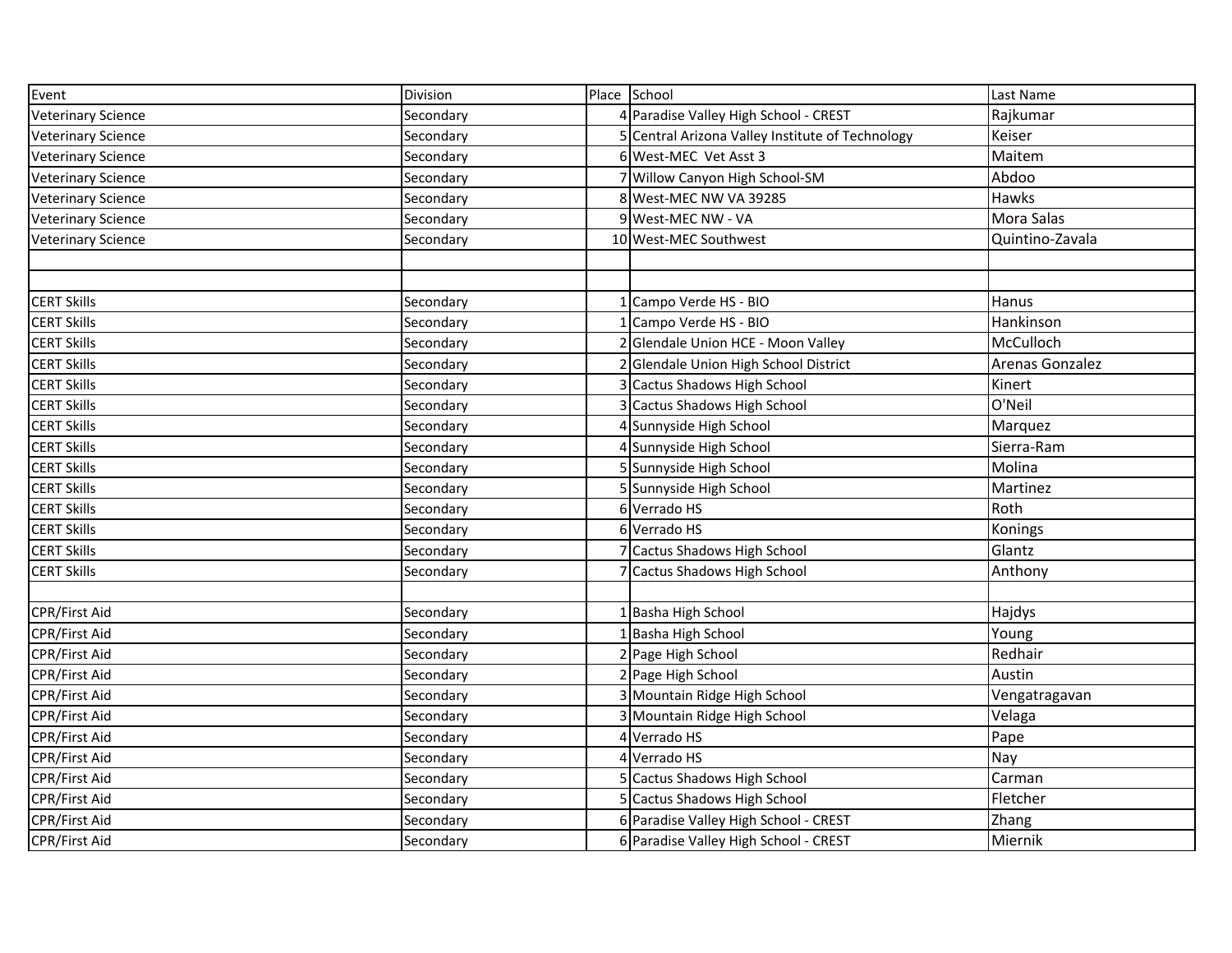| Event | Division | Place | School | Last Name |
| --- | --- | --- | --- | --- |
| Veterinary Science | Secondary | 4 | Paradise Valley High School - CREST | Rajkumar |
| Veterinary Science | Secondary | 5 | Central Arizona Valley Institute of Technology | Keiser |
| Veterinary Science | Secondary | 6 | West-MEC Vet Asst 3 | Maitem |
| Veterinary Science | Secondary | 7 | Willow Canyon High School-SM | Abdoo |
| Veterinary Science | Secondary | 8 | West-MEC NW VA 39285 | Hawks |
| Veterinary Science | Secondary | 9 | West-MEC NW - VA | Mora Salas |
| Veterinary Science | Secondary | 10 | West-MEC Southwest | Quintino-Zavala |
| | | | | |
| | | | | |
| CERT Skills | Secondary | 1 | Campo Verde HS - BIO | Hanus |
| CERT Skills | Secondary | 1 | Campo Verde HS - BIO | Hankinson |
| CERT Skills | Secondary | 2 | Glendale Union HCE - Moon Valley | McCulloch |
| CERT Skills | Secondary | 2 | Glendale Union High School District | Arenas Gonzalez |
| CERT Skills | Secondary | 3 | Cactus Shadows High School | Kinert |
| CERT Skills | Secondary | 3 | Cactus Shadows High School | O'Neil |
| CERT Skills | Secondary | 4 | Sunnyside High School | Marquez |
| CERT Skills | Secondary | 4 | Sunnyside High School | Sierra-Ram |
| CERT Skills | Secondary | 5 | Sunnyside High School | Molina |
| CERT Skills | Secondary | 5 | Sunnyside High School | Martinez |
| CERT Skills | Secondary | 6 | Verrado HS | Roth |
| CERT Skills | Secondary | 6 | Verrado HS | Konings |
| CERT Skills | Secondary | 7 | Cactus Shadows High School | Glantz |
| CERT Skills | Secondary | 7 | Cactus Shadows High School | Anthony |
| | | | | |
| CPR/First Aid | Secondary | 1 | Basha High School | Hajdys |
| CPR/First Aid | Secondary | 1 | Basha High School | Young |
| CPR/First Aid | Secondary | 2 | Page High School | Redhair |
| CPR/First Aid | Secondary | 2 | Page High School | Austin |
| CPR/First Aid | Secondary | 3 | Mountain Ridge High School | Vengatragavan |
| CPR/First Aid | Secondary | 3 | Mountain Ridge High School | Velaga |
| CPR/First Aid | Secondary | 4 | Verrado HS | Pape |
| CPR/First Aid | Secondary | 4 | Verrado HS | Nay |
| CPR/First Aid | Secondary | 5 | Cactus Shadows High School | Carman |
| CPR/First Aid | Secondary | 5 | Cactus Shadows High School | Fletcher |
| CPR/First Aid | Secondary | 6 | Paradise Valley High School - CREST | Zhang |
| CPR/First Aid | Secondary | 6 | Paradise Valley High School - CREST | Miernik |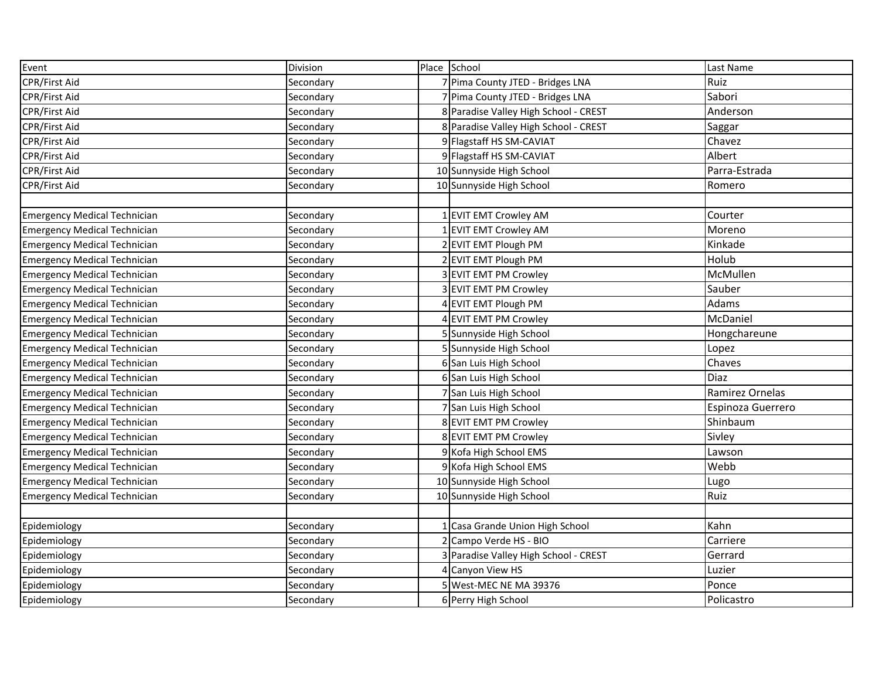| Event | Division | Place | School | Last Name |
|---|---|---|---|---|
| CPR/First Aid | Secondary | 7 | Pima County JTED - Bridges LNA | Ruiz |
| CPR/First Aid | Secondary | 7 | Pima County JTED - Bridges LNA | Sabori |
| CPR/First Aid | Secondary | 8 | Paradise Valley High School - CREST | Anderson |
| CPR/First Aid | Secondary | 8 | Paradise Valley High School - CREST | Saggar |
| CPR/First Aid | Secondary | 9 | Flagstaff HS SM-CAVIAT | Chavez |
| CPR/First Aid | Secondary | 9 | Flagstaff HS SM-CAVIAT | Albert |
| CPR/First Aid | Secondary | 10 | Sunnyside High School | Parra-Estrada |
| CPR/First Aid | Secondary | 10 | Sunnyside High School | Romero |
| | | | | |
| Emergency Medical Technician | Secondary | 1 | EVIT EMT Crowley AM | Courter |
| Emergency Medical Technician | Secondary | 1 | EVIT EMT Crowley AM | Moreno |
| Emergency Medical Technician | Secondary | 2 | EVIT EMT Plough PM | Kinkade |
| Emergency Medical Technician | Secondary | 2 | EVIT EMT Plough PM | Holub |
| Emergency Medical Technician | Secondary | 3 | EVIT EMT PM Crowley | McMullen |
| Emergency Medical Technician | Secondary | 3 | EVIT EMT PM Crowley | Sauber |
| Emergency Medical Technician | Secondary | 4 | EVIT EMT Plough PM | Adams |
| Emergency Medical Technician | Secondary | 4 | EVIT EMT PM Crowley | McDaniel |
| Emergency Medical Technician | Secondary | 5 | Sunnyside High School | Hongchareune |
| Emergency Medical Technician | Secondary | 5 | Sunnyside High School | Lopez |
| Emergency Medical Technician | Secondary | 6 | San Luis High School | Chaves |
| Emergency Medical Technician | Secondary | 6 | San Luis High School | Diaz |
| Emergency Medical Technician | Secondary | 7 | San Luis High School | Ramirez Ornelas |
| Emergency Medical Technician | Secondary | 7 | San Luis High School | Espinoza Guerrero |
| Emergency Medical Technician | Secondary | 8 | EVIT EMT PM Crowley | Shinbaum |
| Emergency Medical Technician | Secondary | 8 | EVIT EMT PM Crowley | Sivley |
| Emergency Medical Technician | Secondary | 9 | Kofa High School EMS | Lawson |
| Emergency Medical Technician | Secondary | 9 | Kofa High School EMS | Webb |
| Emergency Medical Technician | Secondary | 10 | Sunnyside High School | Lugo |
| Emergency Medical Technician | Secondary | 10 | Sunnyside High School | Ruiz |
| | | | | |
| Epidemiology | Secondary | 1 | Casa Grande Union High School | Kahn |
| Epidemiology | Secondary | 2 | Campo Verde HS - BIO | Carriere |
| Epidemiology | Secondary | 3 | Paradise Valley High School - CREST | Gerrard |
| Epidemiology | Secondary | 4 | Canyon View HS | Luzier |
| Epidemiology | Secondary | 5 | West-MEC NE MA 39376 | Ponce |
| Epidemiology | Secondary | 6 | Perry High School | Policastro |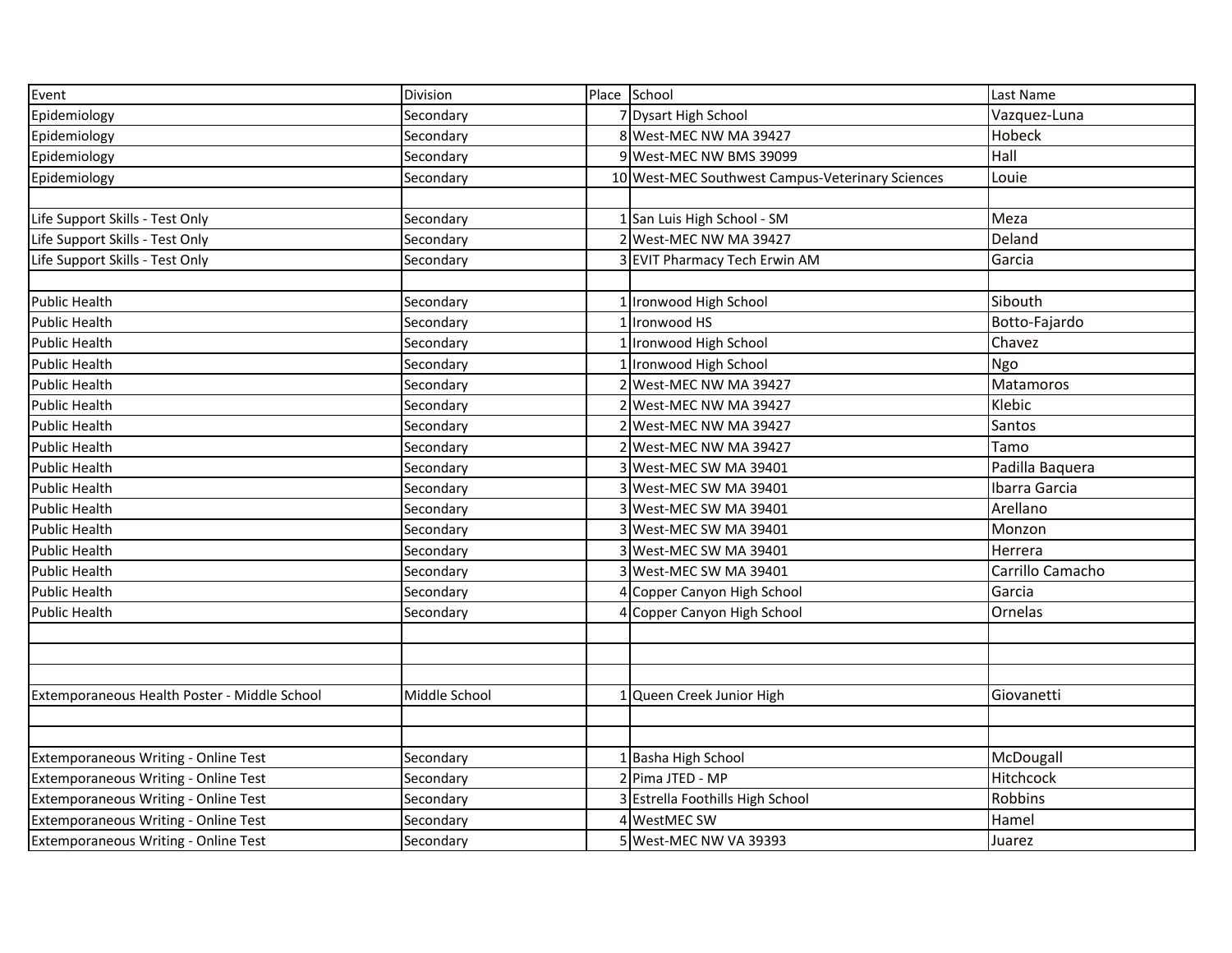| Event | Division | Place | School | Last Name |
|---|---|---|---|---|
| Epidemiology | Secondary | 7 | Dysart High School | Vazquez-Luna |
| Epidemiology | Secondary | 8 | West-MEC NW MA 39427 | Hobeck |
| Epidemiology | Secondary | 9 | West-MEC NW BMS 39099 | Hall |
| Epidemiology | Secondary | 10 | West-MEC Southwest Campus-Veterinary Sciences | Louie |
| | | | | |
| Life Support Skills - Test Only | Secondary | 1 | San Luis High School - SM | Meza |
| Life Support Skills - Test Only | Secondary | 2 | West-MEC NW MA 39427 | Deland |
| Life Support Skills - Test Only | Secondary | 3 | EVIT Pharmacy Tech Erwin AM | Garcia |
| | | | | |
| Public Health | Secondary | 1 | Ironwood High School | Sibouth |
| Public Health | Secondary | 1 | Ironwood HS | Botto-Fajardo |
| Public Health | Secondary | 1 | Ironwood High School | Chavez |
| Public Health | Secondary | 1 | Ironwood High School | Ngo |
| Public Health | Secondary | 2 | West-MEC NW MA 39427 | Matamoros |
| Public Health | Secondary | 2 | West-MEC NW MA 39427 | Klebic |
| Public Health | Secondary | 2 | West-MEC NW MA 39427 | Santos |
| Public Health | Secondary | 2 | West-MEC NW MA 39427 | Tamo |
| Public Health | Secondary | 3 | West-MEC SW MA 39401 | Padilla Baquera |
| Public Health | Secondary | 3 | West-MEC SW MA 39401 | Ibarra Garcia |
| Public Health | Secondary | 3 | West-MEC SW MA 39401 | Arellano |
| Public Health | Secondary | 3 | West-MEC SW MA 39401 | Monzon |
| Public Health | Secondary | 3 | West-MEC SW MA 39401 | Herrera |
| Public Health | Secondary | 3 | West-MEC SW MA 39401 | Carrillo Camacho |
| Public Health | Secondary | 4 | Copper Canyon High School | Garcia |
| Public Health | Secondary | 4 | Copper Canyon High School | Ornelas |
| | | | | |
| | | | | |
| | | | | |
| Extemporaneous Health Poster - Middle School | Middle School | 1 | Queen Creek Junior High | Giovanetti |
| | | | | |
| | | | | |
| Extemporaneous Writing - Online Test | Secondary | 1 | Basha High School | McDougall |
| Extemporaneous Writing - Online Test | Secondary | 2 | Pima JTED - MP | Hitchcock |
| Extemporaneous Writing - Online Test | Secondary | 3 | Estrella Foothills High School | Robbins |
| Extemporaneous Writing - Online Test | Secondary | 4 | WestMEC SW | Hamel |
| Extemporaneous Writing - Online Test | Secondary | 5 | West-MEC NW VA 39393 | Juarez |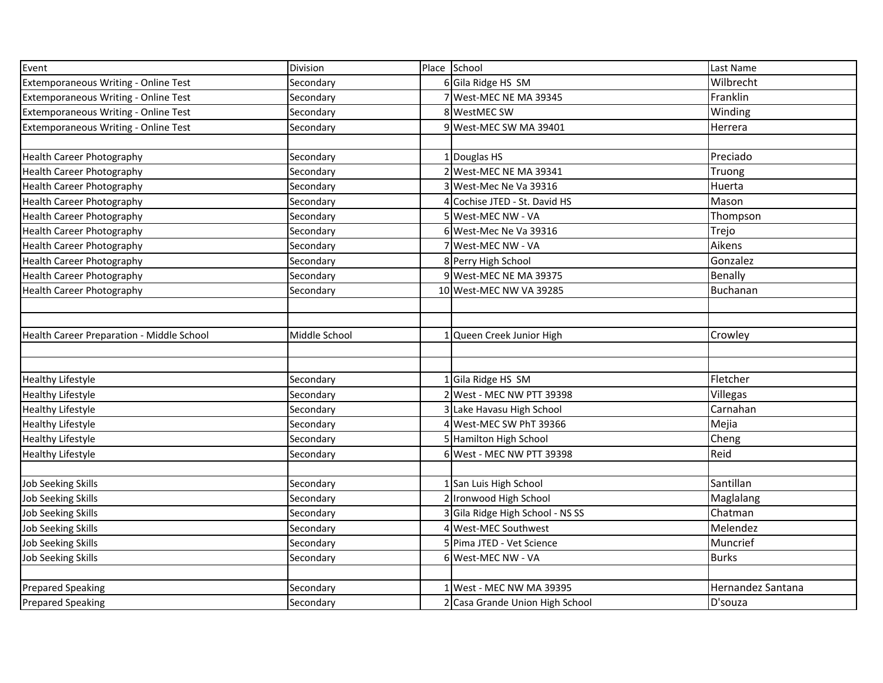| Event | Division | Place | School | Last Name |
|---|---|---|---|---|
| Extemporaneous Writing - Online Test | Secondary | 6 | Gila Ridge HS SM | Wilbrecht |
| Extemporaneous Writing - Online Test | Secondary | 7 | West-MEC NE MA 39345 | Franklin |
| Extemporaneous Writing - Online Test | Secondary | 8 | WestMEC SW | Winding |
| Extemporaneous Writing - Online Test | Secondary | 9 | West-MEC SW MA 39401 | Herrera |
| | | | | |
| Health Career Photography | Secondary | 1 | Douglas HS | Preciado |
| Health Career Photography | Secondary | 2 | West-MEC NE MA 39341 | Truong |
| Health Career Photography | Secondary | 3 | West-Mec Ne Va 39316 | Huerta |
| Health Career Photography | Secondary | 4 | Cochise JTED - St. David HS | Mason |
| Health Career Photography | Secondary | 5 | West-MEC NW - VA | Thompson |
| Health Career Photography | Secondary | 6 | West-Mec Ne Va 39316 | Trejo |
| Health Career Photography | Secondary | 7 | West-MEC NW - VA | Aikens |
| Health Career Photography | Secondary | 8 | Perry High School | Gonzalez |
| Health Career Photography | Secondary | 9 | West-MEC NE MA 39375 | Benally |
| Health Career Photography | Secondary | 10 | West-MEC NW VA 39285 | Buchanan |
| | | | | |
| | | | | |
| Health Career Preparation - Middle School | Middle School | 1 | Queen Creek Junior High | Crowley |
| | | | | |
| | | | | |
| Healthy Lifestyle | Secondary | 1 | Gila Ridge HS SM | Fletcher |
| Healthy Lifestyle | Secondary | 2 | West - MEC NW PTT 39398 | Villegas |
| Healthy Lifestyle | Secondary | 3 | Lake Havasu High School | Carnahan |
| Healthy Lifestyle | Secondary | 4 | West-MEC SW PhT 39366 | Mejia |
| Healthy Lifestyle | Secondary | 5 | Hamilton High School | Cheng |
| Healthy Lifestyle | Secondary | 6 | West - MEC NW PTT 39398 | Reid |
| | | | | |
| Job Seeking Skills | Secondary | 1 | San Luis High School | Santillan |
| Job Seeking Skills | Secondary | 2 | Ironwood High School | Maglalang |
| Job Seeking Skills | Secondary | 3 | Gila Ridge High School - NS SS | Chatman |
| Job Seeking Skills | Secondary | 4 | West-MEC Southwest | Melendez |
| Job Seeking Skills | Secondary | 5 | Pima JTED - Vet Science | Muncrief |
| Job Seeking Skills | Secondary | 6 | West-MEC NW - VA | Burks |
| | | | | |
| Prepared Speaking | Secondary | 1 | West - MEC NW MA 39395 | Hernandez Santana |
| Prepared Speaking | Secondary | 2 | Casa Grande Union High School | D'souza |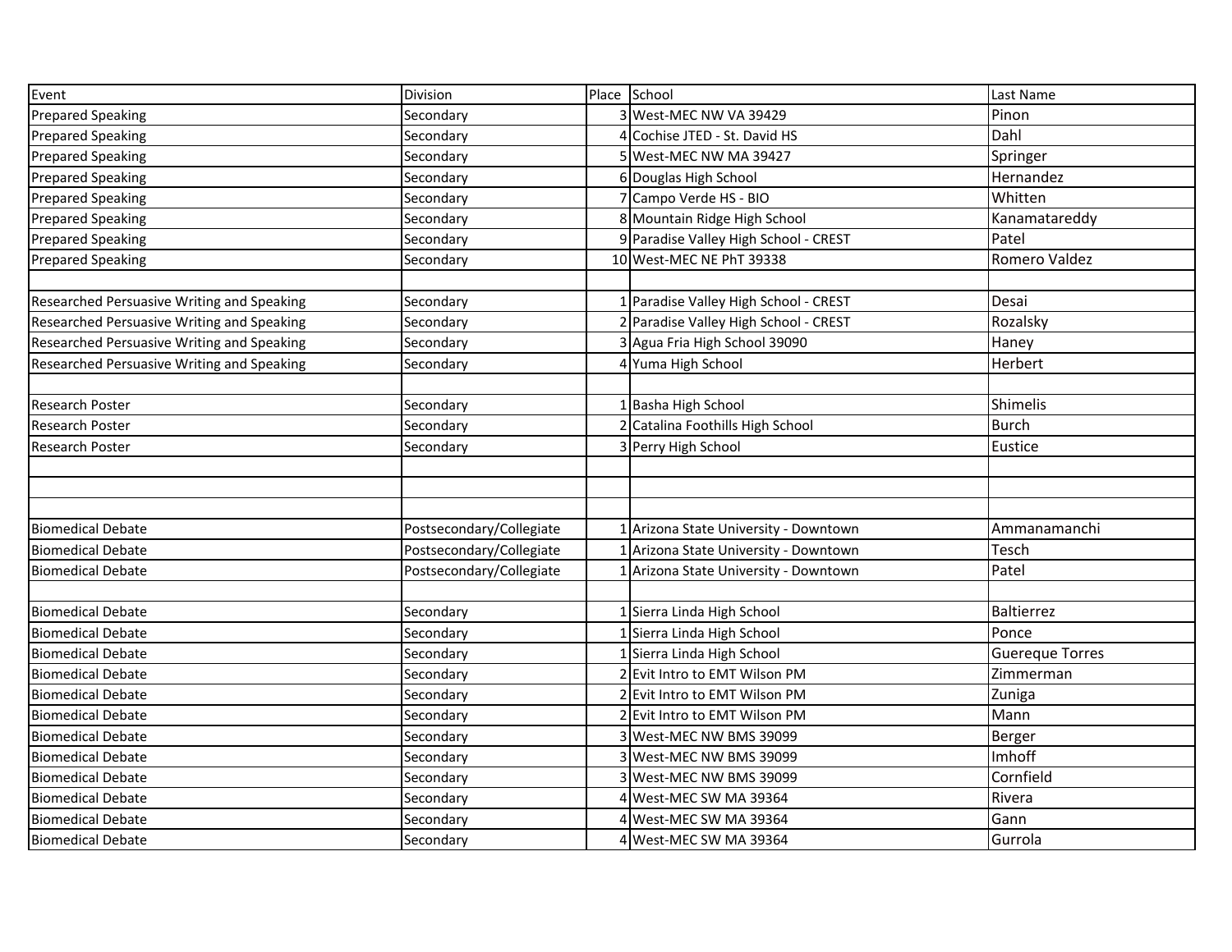| Event | Division | Place | School | Last Name |
|---|---|---|---|---|
| Prepared Speaking | Secondary | 3 | West-MEC NW VA 39429 | Pinon |
| Prepared Speaking | Secondary | 4 | Cochise JTED - St. David HS | Dahl |
| Prepared Speaking | Secondary | 5 | West-MEC NW MA 39427 | Springer |
| Prepared Speaking | Secondary | 6 | Douglas High School | Hernandez |
| Prepared Speaking | Secondary | 7 | Campo Verde HS - BIO | Whitten |
| Prepared Speaking | Secondary | 8 | Mountain Ridge High School | Kanamatareddy |
| Prepared Speaking | Secondary | 9 | Paradise Valley High School - CREST | Patel |
| Prepared Speaking | Secondary | 10 | West-MEC NE PhT 39338 | Romero Valdez |
| | | | | |
| Researched Persuasive Writing and Speaking | Secondary | 1 | Paradise Valley High School - CREST | Desai |
| Researched Persuasive Writing and Speaking | Secondary | 2 | Paradise Valley High School - CREST | Rozalsky |
| Researched Persuasive Writing and Speaking | Secondary | 3 | Agua Fria High School 39090 | Haney |
| Researched Persuasive Writing and Speaking | Secondary | 4 | Yuma High School | Herbert |
| | | | | |
| Research Poster | Secondary | 1 | Basha High School | Shimelis |
| Research Poster | Secondary | 2 | Catalina Foothills High School | Burch |
| Research Poster | Secondary | 3 | Perry High School | Eustice |
| | | | | |
| | | | | |
| | | | | |
| Biomedical Debate | Postsecondary/Collegiate | 1 | Arizona State University - Downtown | Ammanamanchi |
| Biomedical Debate | Postsecondary/Collegiate | 1 | Arizona State University - Downtown | Tesch |
| Biomedical Debate | Postsecondary/Collegiate | 1 | Arizona State University - Downtown | Patel |
| | | | | |
| Biomedical Debate | Secondary | 1 | Sierra Linda High School | Baltierrez |
| Biomedical Debate | Secondary | 1 | Sierra Linda High School | Ponce |
| Biomedical Debate | Secondary | 1 | Sierra Linda High School | Guereque Torres |
| Biomedical Debate | Secondary | 2 | Evit Intro to EMT Wilson PM | Zimmerman |
| Biomedical Debate | Secondary | 2 | Evit Intro to EMT Wilson PM | Zuniga |
| Biomedical Debate | Secondary | 2 | Evit Intro to EMT Wilson PM | Mann |
| Biomedical Debate | Secondary | 3 | West-MEC NW BMS 39099 | Berger |
| Biomedical Debate | Secondary | 3 | West-MEC NW BMS 39099 | Imhoff |
| Biomedical Debate | Secondary | 3 | West-MEC NW BMS 39099 | Cornfield |
| Biomedical Debate | Secondary | 4 | West-MEC SW MA 39364 | Rivera |
| Biomedical Debate | Secondary | 4 | West-MEC SW MA 39364 | Gann |
| Biomedical Debate | Secondary | 4 | West-MEC SW MA 39364 | Gurrola |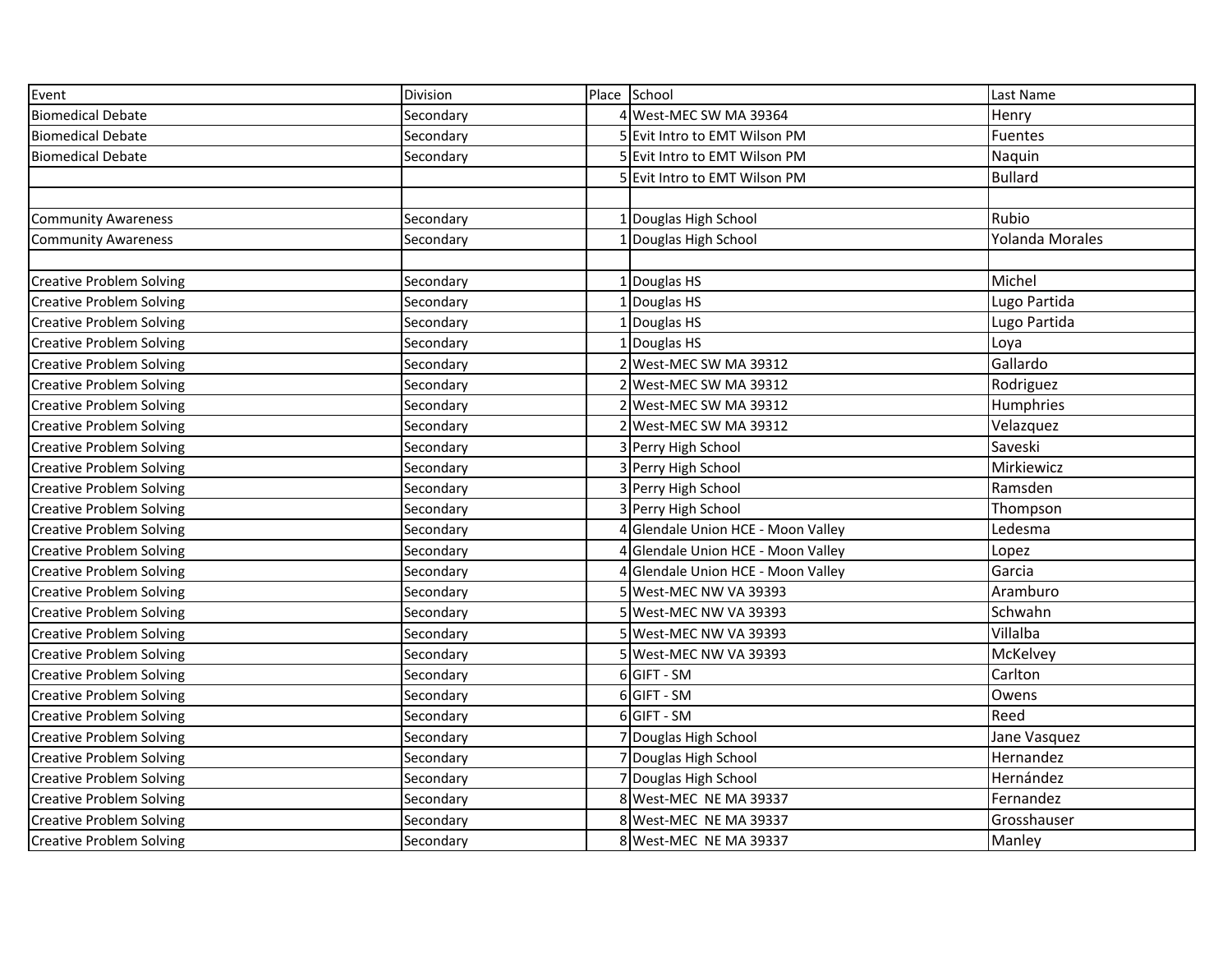| Event | Division | Place | School | Last Name |
|---|---|---|---|---|
| Biomedical Debate | Secondary | 4 | West-MEC SW MA 39364 | Henry |
| Biomedical Debate | Secondary | 5 | Evit Intro to EMT Wilson PM | Fuentes |
| Biomedical Debate | Secondary | 5 | Evit Intro to EMT Wilson PM | Naquin |
| | | 5 | Evit Intro to EMT Wilson PM | Bullard |
| | | | | |
| Community Awareness | Secondary | 1 | Douglas High School | Rubio |
| Community Awareness | Secondary | 1 | Douglas High School | Yolanda Morales |
| | | | | |
| Creative Problem Solving | Secondary | 1 | Douglas HS | Michel |
| Creative Problem Solving | Secondary | 1 | Douglas HS | Lugo Partida |
| Creative Problem Solving | Secondary | 1 | Douglas HS | Lugo Partida |
| Creative Problem Solving | Secondary | 1 | Douglas HS | Loya |
| Creative Problem Solving | Secondary | 2 | West-MEC SW MA 39312 | Gallardo |
| Creative Problem Solving | Secondary | 2 | West-MEC SW MA 39312 | Rodriguez |
| Creative Problem Solving | Secondary | 2 | West-MEC SW MA 39312 | Humphries |
| Creative Problem Solving | Secondary | 2 | West-MEC SW MA 39312 | Velazquez |
| Creative Problem Solving | Secondary | 3 | Perry High School | Saveski |
| Creative Problem Solving | Secondary | 3 | Perry High School | Mirkiewicz |
| Creative Problem Solving | Secondary | 3 | Perry High School | Ramsden |
| Creative Problem Solving | Secondary | 3 | Perry High School | Thompson |
| Creative Problem Solving | Secondary | 4 | Glendale Union HCE - Moon Valley | Ledesma |
| Creative Problem Solving | Secondary | 4 | Glendale Union HCE - Moon Valley | Lopez |
| Creative Problem Solving | Secondary | 4 | Glendale Union HCE - Moon Valley | Garcia |
| Creative Problem Solving | Secondary | 5 | West-MEC NW VA 39393 | Aramburo |
| Creative Problem Solving | Secondary | 5 | West-MEC NW VA 39393 | Schwahn |
| Creative Problem Solving | Secondary | 5 | West-MEC NW VA 39393 | Villalba |
| Creative Problem Solving | Secondary | 5 | West-MEC NW VA 39393 | McKelvey |
| Creative Problem Solving | Secondary | 6 | GIFT - SM | Carlton |
| Creative Problem Solving | Secondary | 6 | GIFT - SM | Owens |
| Creative Problem Solving | Secondary | 6 | GIFT - SM | Reed |
| Creative Problem Solving | Secondary | 7 | Douglas High School | Jane Vasquez |
| Creative Problem Solving | Secondary | 7 | Douglas High School | Hernandez |
| Creative Problem Solving | Secondary | 7 | Douglas High School | Hernández |
| Creative Problem Solving | Secondary | 8 | West-MEC NE MA 39337 | Fernandez |
| Creative Problem Solving | Secondary | 8 | West-MEC NE MA 39337 | Grosshauser |
| Creative Problem Solving | Secondary | 8 | West-MEC NE MA 39337 | Manley |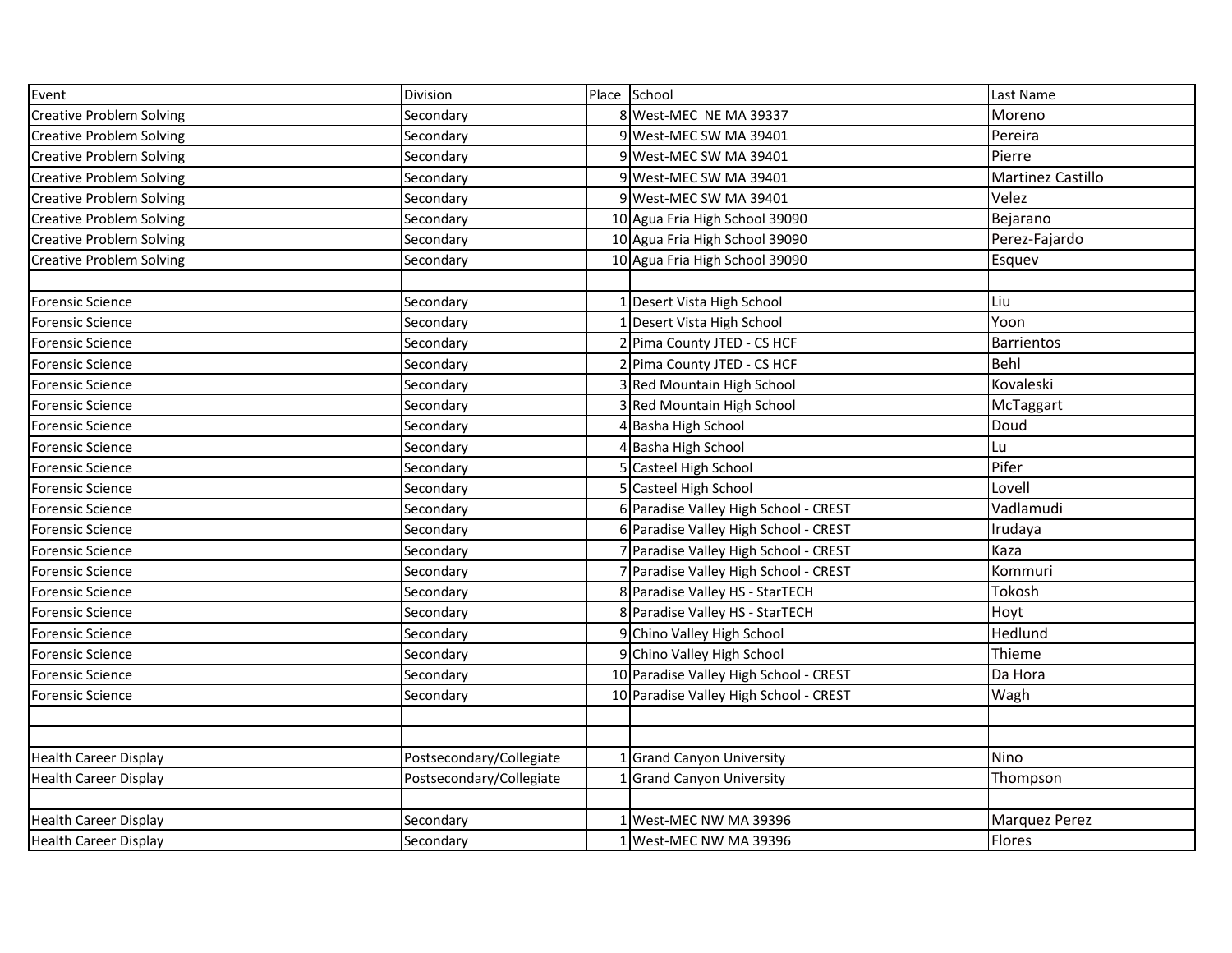| Event | Division | Place | School | Last Name |
| --- | --- | --- | --- | --- |
| Creative Problem Solving | Secondary | 8 | West-MEC NE MA 39337 | Moreno |
| Creative Problem Solving | Secondary | 9 | West-MEC SW MA 39401 | Pereira |
| Creative Problem Solving | Secondary | 9 | West-MEC SW MA 39401 | Pierre |
| Creative Problem Solving | Secondary | 9 | West-MEC SW MA 39401 | Martinez Castillo |
| Creative Problem Solving | Secondary | 9 | West-MEC SW MA 39401 | Velez |
| Creative Problem Solving | Secondary | 10 | Agua Fria High School 39090 | Bejarano |
| Creative Problem Solving | Secondary | 10 | Agua Fria High School 39090 | Perez-Fajardo |
| Creative Problem Solving | Secondary | 10 | Agua Fria High School 39090 | Esquev |
| | | | | |
| Forensic Science | Secondary | 1 | Desert Vista High School | Liu |
| Forensic Science | Secondary | 1 | Desert Vista High School | Yoon |
| Forensic Science | Secondary | 2 | Pima County JTED - CS HCF | Barrientos |
| Forensic Science | Secondary | 2 | Pima County JTED - CS HCF | Behl |
| Forensic Science | Secondary | 3 | Red Mountain High School | Kovaleski |
| Forensic Science | Secondary | 3 | Red Mountain High School | McTaggart |
| Forensic Science | Secondary | 4 | Basha High School | Doud |
| Forensic Science | Secondary | 4 | Basha High School | Lu |
| Forensic Science | Secondary | 5 | Casteel High School | Pifer |
| Forensic Science | Secondary | 5 | Casteel High School | Lovell |
| Forensic Science | Secondary | 6 | Paradise Valley High School - CREST | Vadlamudi |
| Forensic Science | Secondary | 6 | Paradise Valley High School - CREST | Irudaya |
| Forensic Science | Secondary | 7 | Paradise Valley High School - CREST | Kaza |
| Forensic Science | Secondary | 7 | Paradise Valley High School - CREST | Kommuri |
| Forensic Science | Secondary | 8 | Paradise Valley HS - StarTECH | Tokosh |
| Forensic Science | Secondary | 8 | Paradise Valley HS - StarTECH | Hoyt |
| Forensic Science | Secondary | 9 | Chino Valley High School | Hedlund |
| Forensic Science | Secondary | 9 | Chino Valley High School | Thieme |
| Forensic Science | Secondary | 10 | Paradise Valley High School - CREST | Da Hora |
| Forensic Science | Secondary | 10 | Paradise Valley High School - CREST | Wagh |
| | | | | |
| | | | | |
| Health Career Display | Postsecondary/Collegiate | 1 | Grand Canyon University | Nino |
| Health Career Display | Postsecondary/Collegiate | 1 | Grand Canyon University | Thompson |
| | | | | |
| Health Career Display | Secondary | 1 | West-MEC NW MA 39396 | Marquez Perez |
| Health Career Display | Secondary | 1 | West-MEC NW MA 39396 | Flores |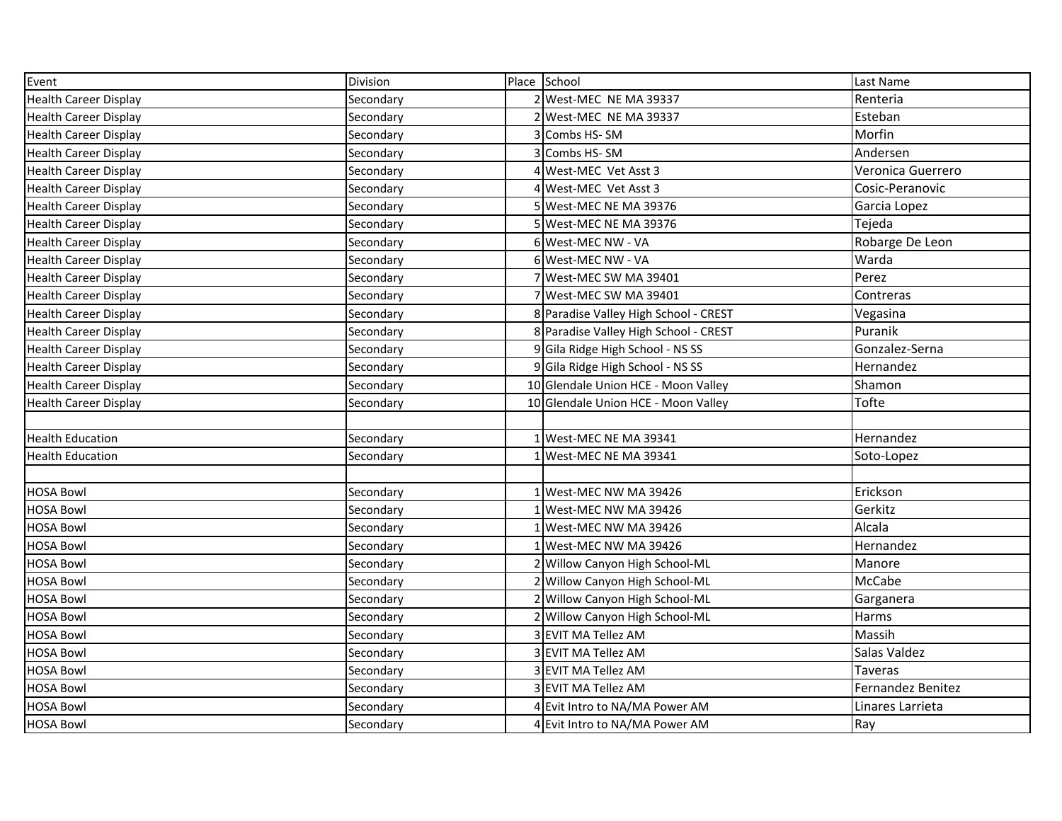| Event | Division | Place | School | Last Name |
|---|---|---|---|---|
| Health Career Display | Secondary | 2 | West-MEC NE MA 39337 | Renteria |
| Health Career Display | Secondary | 2 | West-MEC NE MA 39337 | Esteban |
| Health Career Display | Secondary | 3 | Combs HS- SM | Morfin |
| Health Career Display | Secondary | 3 | Combs HS- SM | Andersen |
| Health Career Display | Secondary | 4 | West-MEC Vet Asst 3 | Veronica Guerrero |
| Health Career Display | Secondary | 4 | West-MEC Vet Asst 3 | Cosic-Peranovic |
| Health Career Display | Secondary | 5 | West-MEC NE MA 39376 | Garcia Lopez |
| Health Career Display | Secondary | 5 | West-MEC NE MA 39376 | Tejeda |
| Health Career Display | Secondary | 6 | West-MEC NW - VA | Robarge De Leon |
| Health Career Display | Secondary | 6 | West-MEC NW - VA | Warda |
| Health Career Display | Secondary | 7 | West-MEC SW MA 39401 | Perez |
| Health Career Display | Secondary | 7 | West-MEC SW MA 39401 | Contreras |
| Health Career Display | Secondary | 8 | Paradise Valley High School - CREST | Vegasina |
| Health Career Display | Secondary | 8 | Paradise Valley High School - CREST | Puranik |
| Health Career Display | Secondary | 9 | Gila Ridge High School - NS SS | Gonzalez-Serna |
| Health Career Display | Secondary | 9 | Gila Ridge High School - NS SS | Hernandez |
| Health Career Display | Secondary | 10 | Glendale Union HCE - Moon Valley | Shamon |
| Health Career Display | Secondary | 10 | Glendale Union HCE - Moon Valley | Tofte |
| | | | | |
| Health Education | Secondary | 1 | West-MEC NE MA 39341 | Hernandez |
| Health Education | Secondary | 1 | West-MEC NE MA 39341 | Soto-Lopez |
| | | | | |
| HOSA Bowl | Secondary | 1 | West-MEC NW MA 39426 | Erickson |
| HOSA Bowl | Secondary | 1 | West-MEC NW MA 39426 | Gerkitz |
| HOSA Bowl | Secondary | 1 | West-MEC NW MA 39426 | Alcala |
| HOSA Bowl | Secondary | 1 | West-MEC NW MA 39426 | Hernandez |
| HOSA Bowl | Secondary | 2 | Willow Canyon High School-ML | Manore |
| HOSA Bowl | Secondary | 2 | Willow Canyon High School-ML | McCabe |
| HOSA Bowl | Secondary | 2 | Willow Canyon High School-ML | Garganera |
| HOSA Bowl | Secondary | 2 | Willow Canyon High School-ML | Harms |
| HOSA Bowl | Secondary | 3 | EVIT MA Tellez AM | Massih |
| HOSA Bowl | Secondary | 3 | EVIT MA Tellez AM | Salas Valdez |
| HOSA Bowl | Secondary | 3 | EVIT MA Tellez AM | Taveras |
| HOSA Bowl | Secondary | 3 | EVIT MA Tellez AM | Fernandez Benitez |
| HOSA Bowl | Secondary | 4 | Evit Intro to NA/MA Power AM | Linares Larrieta |
| HOSA Bowl | Secondary | 4 | Evit Intro to NA/MA Power AM | Ray |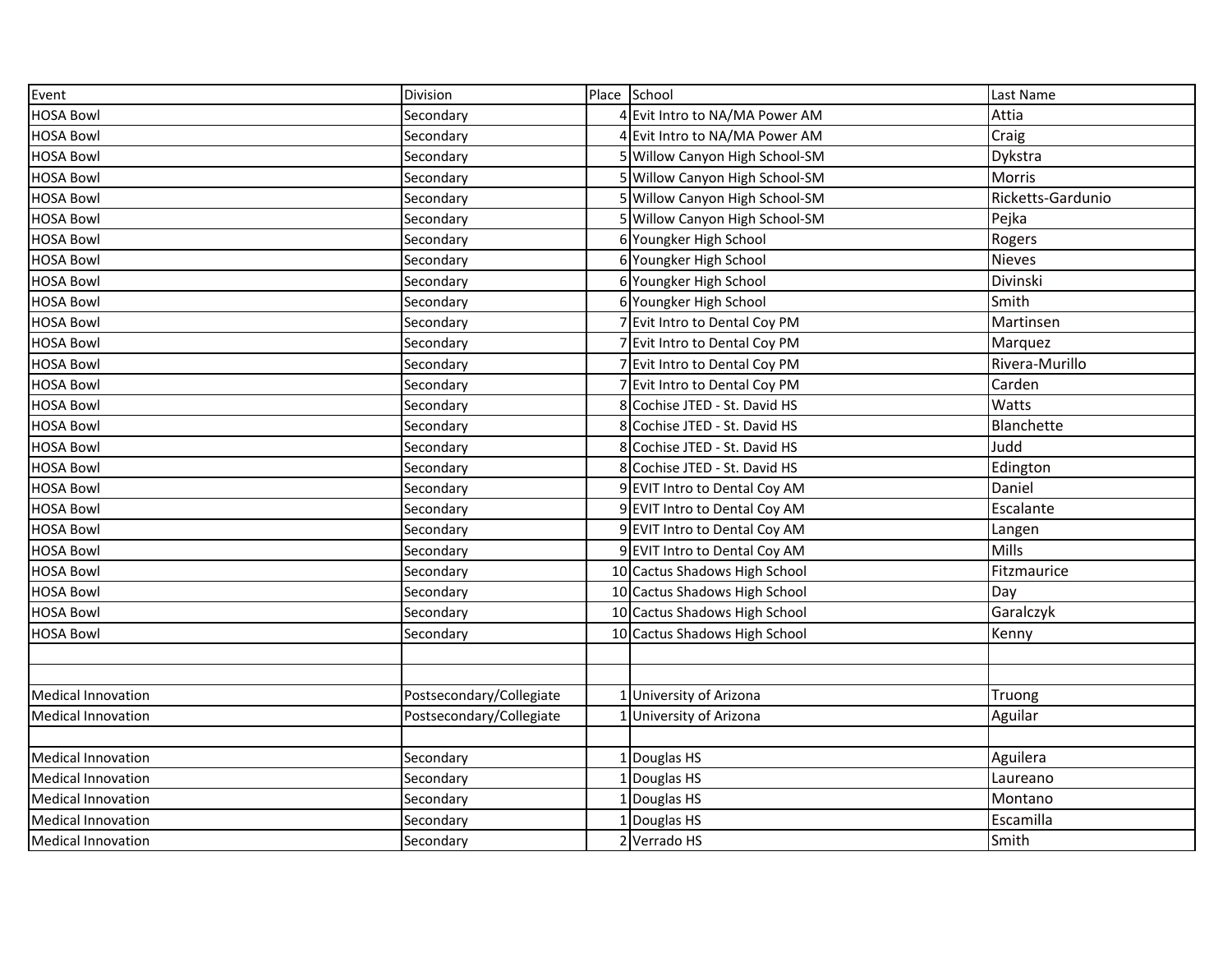| Event | Division | Place | School | Last Name |
|---|---|---|---|---|
| HOSA Bowl | Secondary | 4 | Evit Intro to NA/MA Power AM | Attia |
| HOSA Bowl | Secondary | 4 | Evit Intro to NA/MA Power AM | Craig |
| HOSA Bowl | Secondary | 5 | Willow Canyon High School-SM | Dykstra |
| HOSA Bowl | Secondary | 5 | Willow Canyon High School-SM | Morris |
| HOSA Bowl | Secondary | 5 | Willow Canyon High School-SM | Ricketts-Gardunio |
| HOSA Bowl | Secondary | 5 | Willow Canyon High School-SM | Pejka |
| HOSA Bowl | Secondary | 6 | Youngker High School | Rogers |
| HOSA Bowl | Secondary | 6 | Youngker High School | Nieves |
| HOSA Bowl | Secondary | 6 | Youngker High School | Divinski |
| HOSA Bowl | Secondary | 6 | Youngker High School | Smith |
| HOSA Bowl | Secondary | 7 | Evit Intro to Dental Coy PM | Martinsen |
| HOSA Bowl | Secondary | 7 | Evit Intro to Dental Coy PM | Marquez |
| HOSA Bowl | Secondary | 7 | Evit Intro to Dental Coy PM | Rivera-Murillo |
| HOSA Bowl | Secondary | 7 | Evit Intro to Dental Coy PM | Carden |
| HOSA Bowl | Secondary | 8 | Cochise JTED - St. David HS | Watts |
| HOSA Bowl | Secondary | 8 | Cochise JTED - St. David HS | Blanchette |
| HOSA Bowl | Secondary | 8 | Cochise JTED - St. David HS | Judd |
| HOSA Bowl | Secondary | 8 | Cochise JTED - St. David HS | Edington |
| HOSA Bowl | Secondary | 9 | EVIT Intro to Dental Coy AM | Daniel |
| HOSA Bowl | Secondary | 9 | EVIT Intro to Dental Coy AM | Escalante |
| HOSA Bowl | Secondary | 9 | EVIT Intro to Dental Coy AM | Langen |
| HOSA Bowl | Secondary | 9 | EVIT Intro to Dental Coy AM | Mills |
| HOSA Bowl | Secondary | 10 | Cactus Shadows High School | Fitzmaurice |
| HOSA Bowl | Secondary | 10 | Cactus Shadows High School | Day |
| HOSA Bowl | Secondary | 10 | Cactus Shadows High School | Garalczyk |
| HOSA Bowl | Secondary | 10 | Cactus Shadows High School | Kenny |
| | | | | |
| | | | | |
| Medical Innovation | Postsecondary/Collegiate | 1 | University of Arizona | Truong |
| Medical Innovation | Postsecondary/Collegiate | 1 | University of Arizona | Aguilar |
| | | | | |
| Medical Innovation | Secondary | 1 | Douglas HS | Aguilera |
| Medical Innovation | Secondary | 1 | Douglas HS | Laureano |
| Medical Innovation | Secondary | 1 | Douglas HS | Montano |
| Medical Innovation | Secondary | 1 | Douglas HS | Escamilla |
| Medical Innovation | Secondary | 2 | Verrado HS | Smith |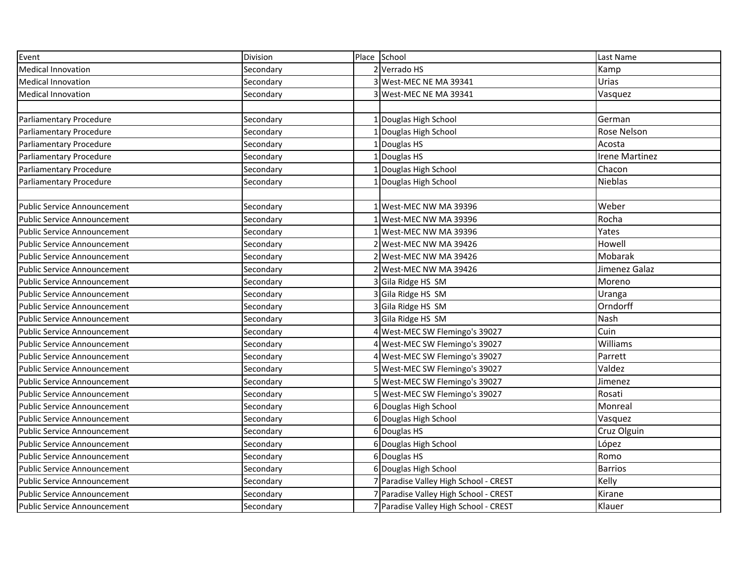| Event | Division | Place | School | Last Name |
|---|---|---|---|---|
| Medical Innovation | Secondary | 2 | Verrado HS | Kamp |
| Medical Innovation | Secondary | 3 | West-MEC NE MA 39341 | Urias |
| Medical Innovation | Secondary | 3 | West-MEC NE MA 39341 | Vasquez |
| | | | | |
| Parliamentary Procedure | Secondary | 1 | Douglas High School | German |
| Parliamentary Procedure | Secondary | 1 | Douglas High School | Rose Nelson |
| Parliamentary Procedure | Secondary | 1 | Douglas HS | Acosta |
| Parliamentary Procedure | Secondary | 1 | Douglas HS | Irene Martinez |
| Parliamentary Procedure | Secondary | 1 | Douglas High School | Chacon |
| Parliamentary Procedure | Secondary | 1 | Douglas High School | Nieblas |
| | | | | |
| Public Service Announcement | Secondary | 1 | West-MEC NW MA 39396 | Weber |
| Public Service Announcement | Secondary | 1 | West-MEC NW MA 39396 | Rocha |
| Public Service Announcement | Secondary | 1 | West-MEC NW MA 39396 | Yates |
| Public Service Announcement | Secondary | 2 | West-MEC NW MA 39426 | Howell |
| Public Service Announcement | Secondary | 2 | West-MEC NW MA 39426 | Mobarak |
| Public Service Announcement | Secondary | 2 | West-MEC NW MA 39426 | Jimenez Galaz |
| Public Service Announcement | Secondary | 3 | Gila Ridge HS SM | Moreno |
| Public Service Announcement | Secondary | 3 | Gila Ridge HS SM | Uranga |
| Public Service Announcement | Secondary | 3 | Gila Ridge HS SM | Orndorff |
| Public Service Announcement | Secondary | 3 | Gila Ridge HS SM | Nash |
| Public Service Announcement | Secondary | 4 | West-MEC SW Flemingo's 39027 | Cuin |
| Public Service Announcement | Secondary | 4 | West-MEC SW Flemingo's 39027 | Williams |
| Public Service Announcement | Secondary | 4 | West-MEC SW Flemingo's 39027 | Parrett |
| Public Service Announcement | Secondary | 5 | West-MEC SW Flemingo's 39027 | Valdez |
| Public Service Announcement | Secondary | 5 | West-MEC SW Flemingo's 39027 | Jimenez |
| Public Service Announcement | Secondary | 5 | West-MEC SW Flemingo's 39027 | Rosati |
| Public Service Announcement | Secondary | 6 | Douglas High School | Monreal |
| Public Service Announcement | Secondary | 6 | Douglas High School | Vasquez |
| Public Service Announcement | Secondary | 6 | Douglas HS | Cruz Olguin |
| Public Service Announcement | Secondary | 6 | Douglas High School | López |
| Public Service Announcement | Secondary | 6 | Douglas HS | Romo |
| Public Service Announcement | Secondary | 6 | Douglas High School | Barrios |
| Public Service Announcement | Secondary | 7 | Paradise Valley High School - CREST | Kelly |
| Public Service Announcement | Secondary | 7 | Paradise Valley High School - CREST | Kirane |
| Public Service Announcement | Secondary | 7 | Paradise Valley High School - CREST | Klauer |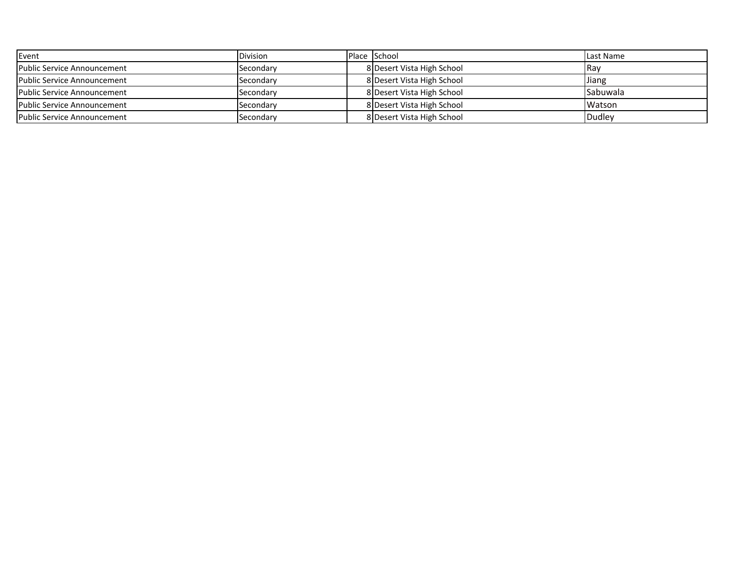| Event | Division | Place | School | Last Name |
|---|---|---|---|---|
| Public Service Announcement | Secondary | 8 | Desert Vista High School | Ray |
| Public Service Announcement | Secondary | 8 | Desert Vista High School | Jiang |
| Public Service Announcement | Secondary | 8 | Desert Vista High School | Sabuwala |
| Public Service Announcement | Secondary | 8 | Desert Vista High School | Watson |
| Public Service Announcement | Secondary | 8 | Desert Vista High School | Dudley |